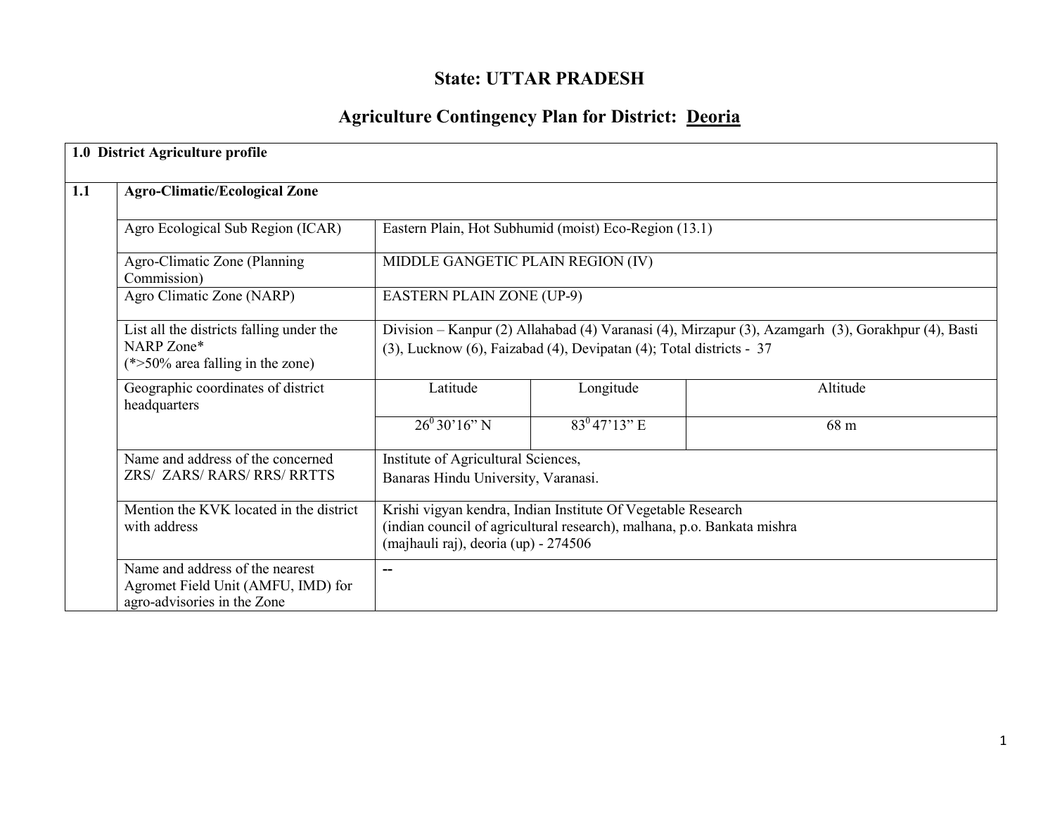# State: UTTAR PRADESH

## Agriculture Contingency Plan for District: Deoria

| 1.0 District Agriculture profile | | | | |
|---|---|---|---|---|
| **1.1** | **Agro-Climatic/Ecological Zone** | | | |
| | Agro Ecological Sub Region (ICAR) | Eastern Plain, Hot Subhumid (moist) Eco-Region (13.1) | | |
| | Agro-Climatic Zone (Planning Commission) | MIDDLE GANGETIC PLAIN REGION (IV) | | |
| | Agro Climatic Zone (NARP) | EASTERN PLAIN ZONE (UP-9) | | |
| | List all the districts falling under the NARP Zone* (*>50% area falling in the zone) | Division – Kanpur (2) Allahabad (4) Varanasi (4), Mirzapur (3), Azamgarh (3), Gorakhpur (4), Basti (3), Lucknow (6), Faizabad (4), Devipatan (4); Total districts - 37 | | |
| | Geographic coordinates of district headquarters | Latitude | Longitude | Altitude |
| | | $26^0$ 30'16" N | $83^0$ 47'13" E | 68 m |
| | Name and address of the concerned ZRS/ ZARS/ RARS/ RRS/ RRTTS | Institute of Agricultural Sciences, Banaras Hindu University, Varanasi. | | |
| | Mention the KVK located in the district with address | Krishi vigyan kendra, Indian Institute Of Vegetable Research (indian council of agricultural research), malhana, p.o. Bankata mishra (majhauli raj), deoria (up) - 274506 | | |
| | Name and address of the nearest Agromet Field Unit (AMFU, IMD) for agro-advisories in the Zone | -- | | |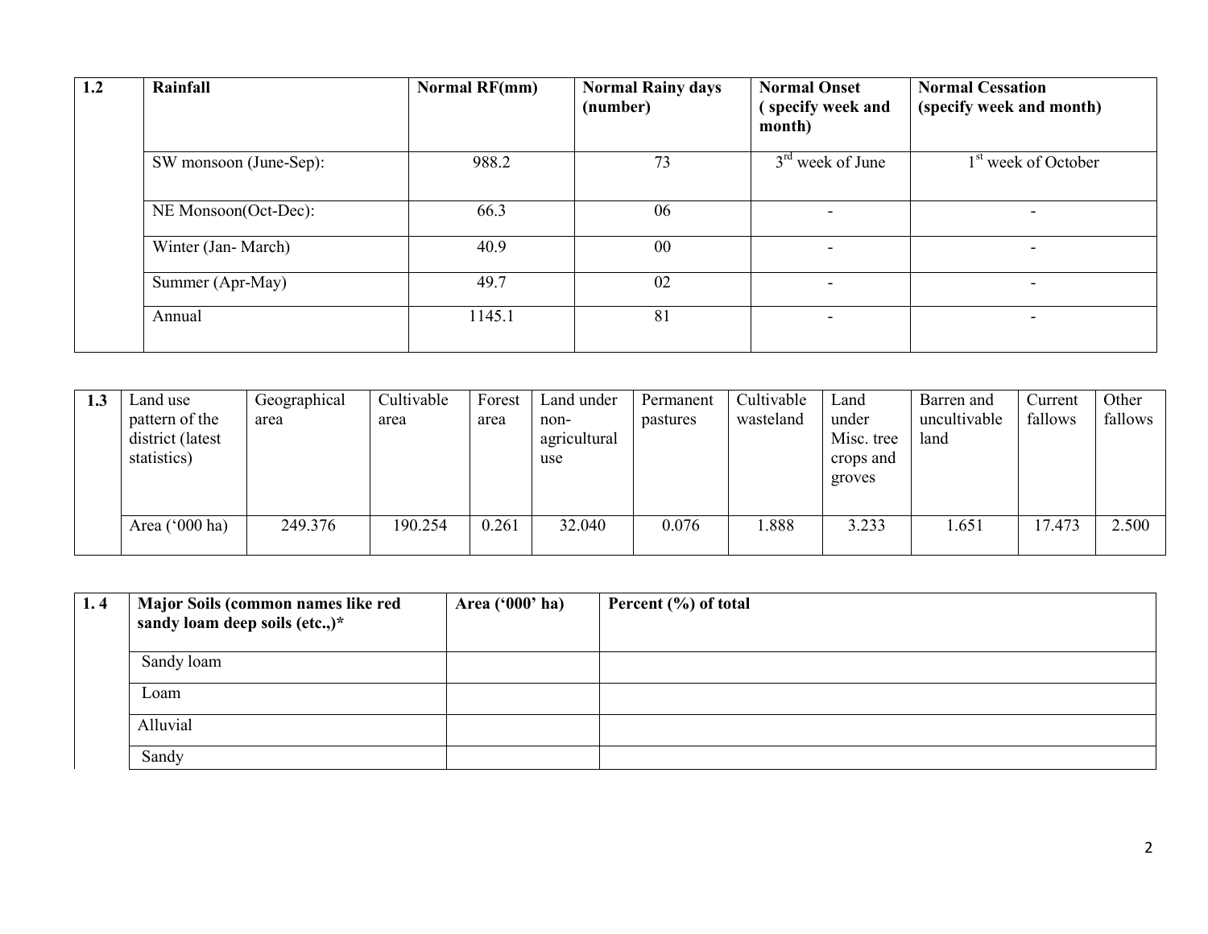| 1.2 | Rainfall | Normal RF(mm) | Normal Rainy days (number) | Normal Onset ( specify week and month) | Normal Cessation (specify week and month) |
|---|---|---|---|---|---|
| | SW monsoon (June-Sep): | 988.2 | 73 | 3rd week of June | 1st week of October |
| | NE Monsoon(Oct-Dec): | 66.3 | 06 | - | - |
| | Winter (Jan- March) | 40.9 | 00 | - | - |
| | Summer (Apr-May) | 49.7 | 02 | - | - |
| | Annual | 1145.1 | 81 | - | - |

| 1.3 | Land use pattern of the district (latest statistics) | Geographical area | Cultivable area | Forest area | Land under non-agricultural use | Permanent pastures | Cultivable wasteland | Land under Misc. tree crops and groves | Barren and uncultivable land | Current fallows | Other fallows |
|---|---|---|---|---|---|---|---|---|---|---|---|
| | Area ('000 ha) | 249.376 | 190.254 | 0.261 | 32.040 | 0.076 | 1.888 | 3.233 | 1.651 | 17.473 | 2.500 |

| 1. 4 | Major Soils (common names like red sandy loam deep soils (etc.,)* | Area ('000' ha) | Percent (%) of total |
|---|---|---|---|
| | Sandy loam | | |
| | Loam | | |
| | Alluvial | | |
| | Sandy | | |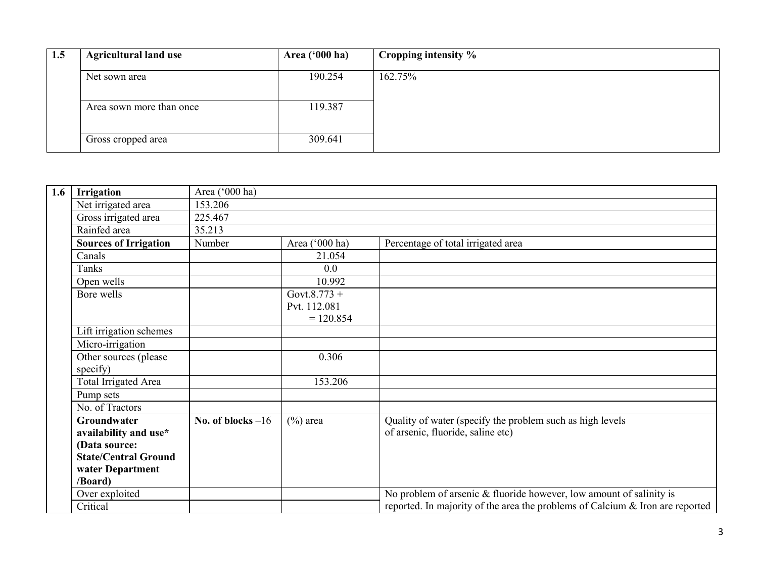| 1.5 | Agricultural land use | Area ('000 ha) | Cropping intensity % |
|---|---|---|---|
| | Net sown area | 190.254 | 162.75% |
| | Area sown more than once | 119.387 | |
| | Gross cropped area | 309.641 | |

| 1.6 | Irrigation | Area ('000 ha) | | |
|---|---|---|---|---|
| | Net irrigated area | 153.206 | | |
| | Gross irrigated area | 225.467 | | |
| | Rainfed area | 35.213 | | |
| | **Sources of Irrigation** | Number | Area ('000 ha) | Percentage of total irrigated area |
| | Canals | | 21.054 | |
| | Tanks | | 0.0 | |
| | Open wells | | 10.992 | |
| | Bore wells | | Govt.8.773 + Pvt. 112.081 = 120.854 | |
| | Lift irrigation schemes | | | |
| | Micro-irrigation | | | |
| | Other sources (please specify) | | 0.306 | |
| | Total Irrigated Area | | 153.206 | |
| | Pump sets | | | |
| | No. of Tractors | | | |
| | **Groundwater availability and use* (Data source: State/Central Ground water Department /Board)** | **No. of blocks** –16 | (%) area | Quality of water (specify the problem such as high levels of arsenic, fluoride, saline etc) |
| | Over exploited | | | No problem of arsenic & fluoride however, low amount of salinity is reported. In majority of the area the problems of Calcium & Iron are reported |
| | Critical | | | |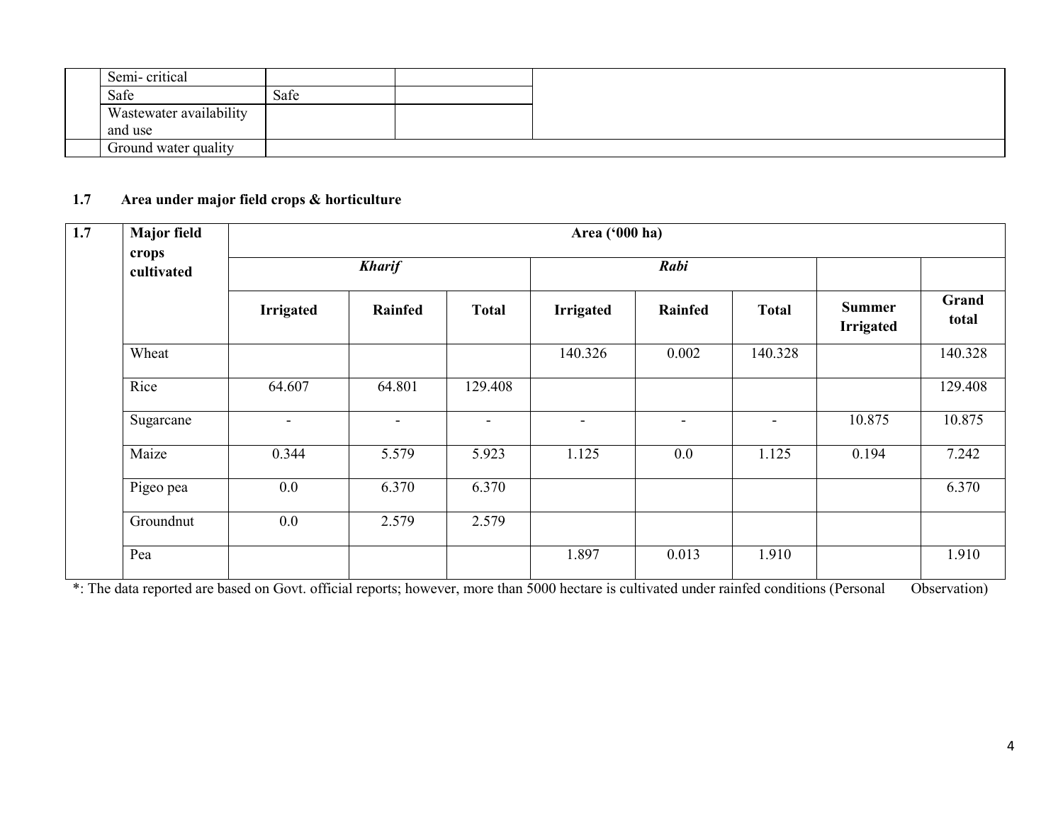| | | | | |
|---|---|---|---|---|
| | Semi- critical | | | |
| | Safe | Safe | | |
| | Wastewater availability and use | | | |
| | Ground water quality | | | |

**1.7 Area under major field crops & horticulture**

| 1.7 | Major field crops cultivated | Area ('000 ha) | | | | | | | |
|---|---|---|---|---|---|---|---|---|---|
| | | ***Kharif*** | | | ***Rabi*** | | | | |
| | | **Irrigated** | **Rainfed** | **Total** | **Irrigated** | **Rainfed** | **Total** | **Summer Irrigated** | **Grand total** |
| | Wheat | | | | 140.326 | 0.002 | 140.328 | | 140.328 |
| | Rice | 64.607 | 64.801 | 129.408 | | | | | 129.408 |
| | Sugarcane | - | - | - | - | - | - | 10.875 | 10.875 |
| | Maize | 0.344 | 5.579 | 5.923 | 1.125 | 0.0 | 1.125 | 0.194 | 7.242 |
| | Pigeo pea | 0.0 | 6.370 | 6.370 | | | | | 6.370 |
| | Groundnut | 0.0 | 2.579 | 2.579 | | | | | |
| | Pea | | | | 1.897 | 0.013 | 1.910 | | 1.910 |

*: The data reported are based on Govt. official reports; however, more than 5000 hectare is cultivated under rainfed conditions (Personal Observation)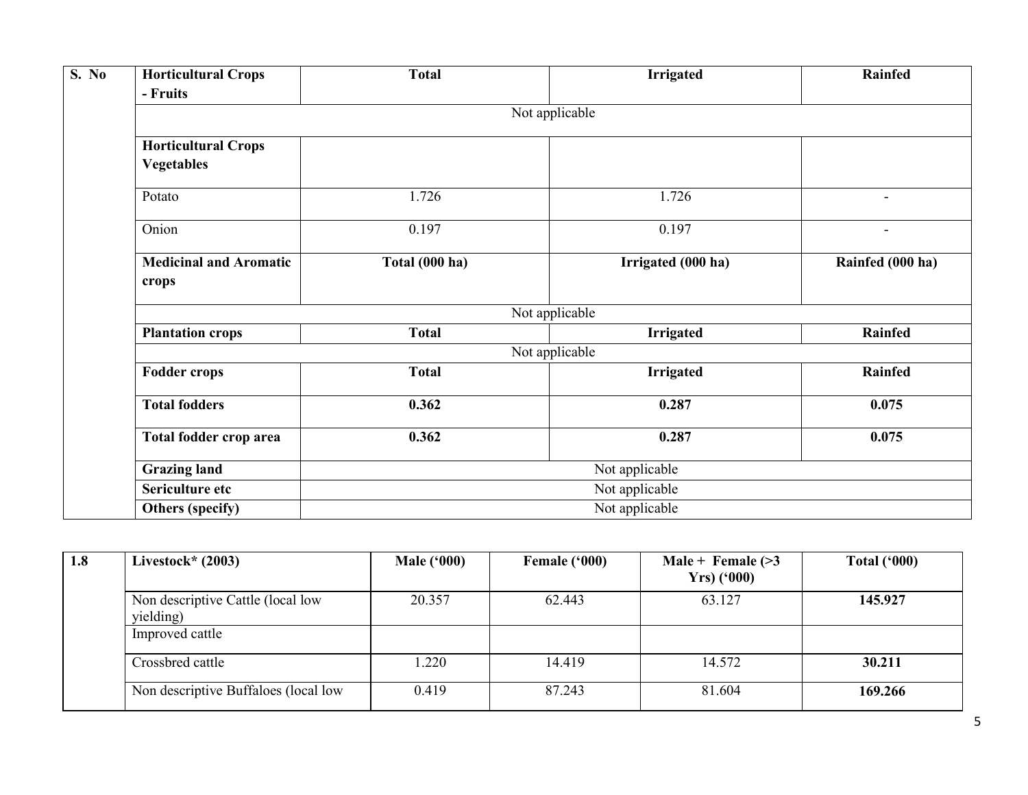| S. No | Horticultural Crops - Fruits | Total | Irrigated | Rainfed |
|---|---|---|---|---|
| | Not applicable | | | |
| | **Horticultural Crops Vegetables** | | | |
| | Potato | 1.726 | 1.726 | - |
| | Onion | 0.197 | 0.197 | - |
| | **Medicinal and Aromatic crops** | **Total (000 ha)** | **Irrigated (000 ha)** | **Rainfed (000 ha)** |
| | Not applicable | | | |
| | **Plantation crops** | **Total** | **Irrigated** | **Rainfed** |
| | Not applicable | | | |
| | **Fodder crops** | **Total** | **Irrigated** | **Rainfed** |
| | **Total fodders** | **0.362** | **0.287** | **0.075** |
| | **Total fodder crop area** | **0.362** | **0.287** | **0.075** |
| | **Grazing land** | Not applicable | | |
| | **Sericulture etc** | Not applicable | | |
| | **Others (specify)** | Not applicable | | |

| 1.8 | Livestock* (2003) | Male ('000) | Female ('000) | Male + Female (>3 Yrs) ('000) | Total ('000) |
|---|---|---|---|---|---|
| | Non descriptive Cattle (local low yielding) | 20.357 | 62.443 | 63.127 | **145.927** |
| | Improved cattle | | | | |
| | Crossbred cattle | 1.220 | 14.419 | 14.572 | **30.211** |
| | Non descriptive Buffaloes (local low | 0.419 | 87.243 | 81.604 | **169.266** |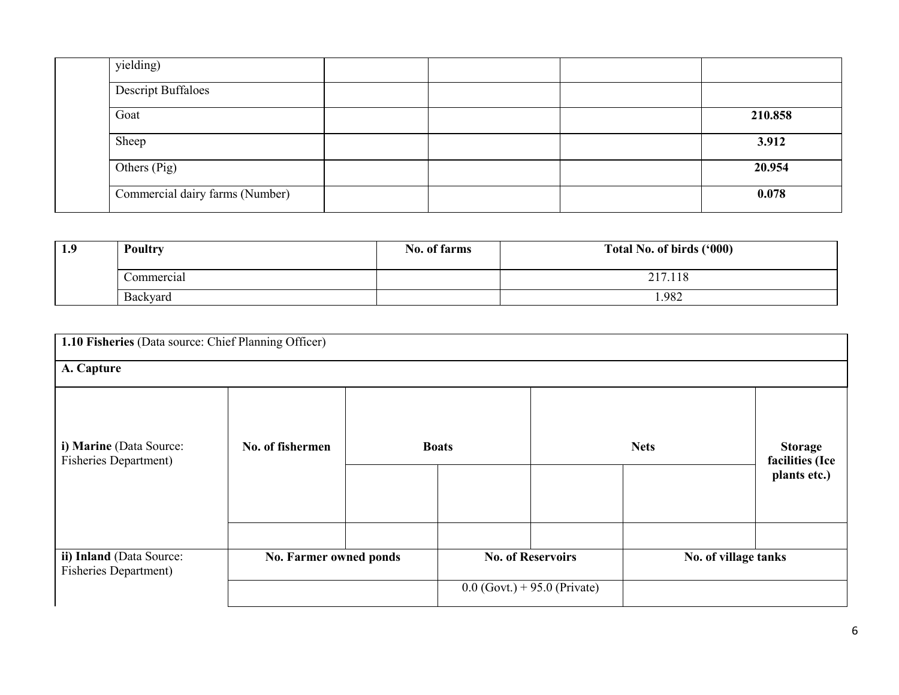| | | | | | |
|---|---|---|---|---|---|
| | yielding) | | | | |
| | Descript Buffaloes | | | | |
| | Goat | | | | **210.858** |
| | Sheep | | | | **3.912** |
| | Others (Pig) | | | | **20.954** |
| | Commercial dairy farms (Number) | | | | **0.078** |

| 1.9 | Poultry | No. of farms | Total No. of birds ('000) |
|---|---|---|---|
| | Commercial | | 217.118 |
| | Backyard | | 1.982 |

| **1.10 Fisheries** (Data source: Chief Planning Officer) | | | | | | |
|---|---|---|---|---|---|---|
| **A. Capture** | | | | | | |
| **i) Marine** (Data Source: Fisheries Department) | **No. of fishermen** | **Boats** | | **Nets** | | **Storage facilities (Ice plants etc.)** |
| | | | | | | |
| | | | | | | |
| **ii) Inland** (Data Source: Fisheries Department) | **No. Farmer owned ponds** | | **No. of Reservoirs** | | **No. of village tanks** | |
| | | | 0.0 (Govt.) + 95.0 (Private) | | | |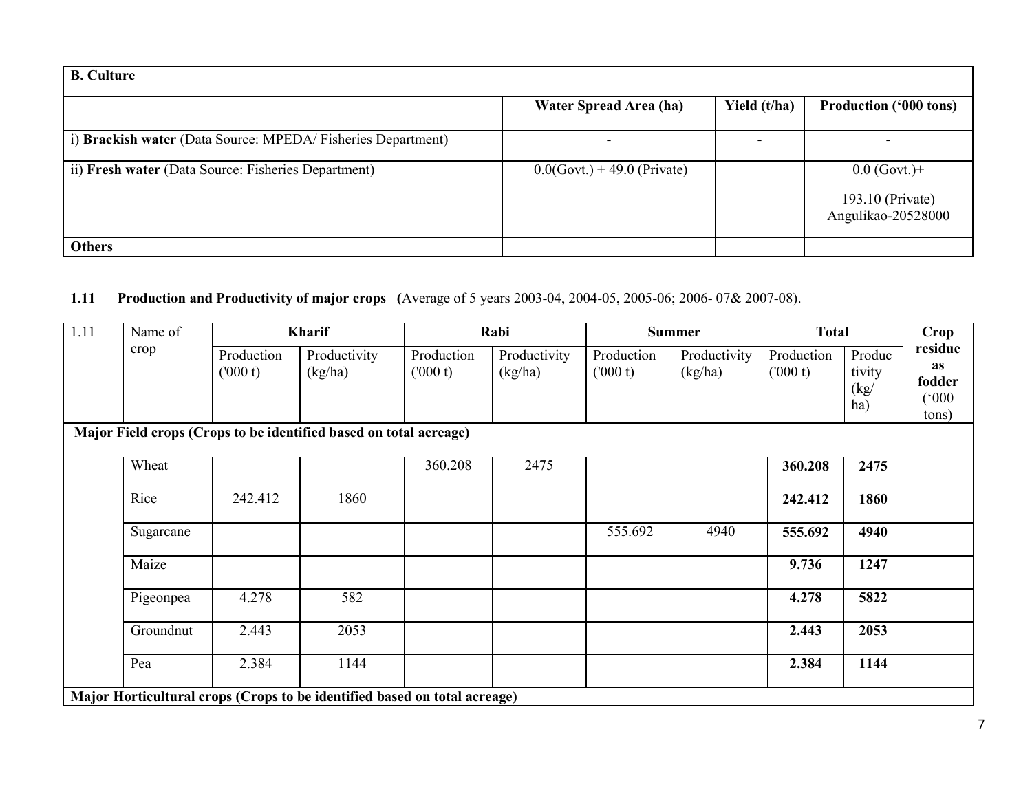| B. Culture | | | |
|---|---|---|---|
| | **Water Spread Area (ha)** | **Yield (t/ha)** | **Production ('000 tons)** |
| i) **Brackish water** (Data Source: MPEDA/ Fisheries Department) | - | - | - |
| ii) **Fresh water** (Data Source: Fisheries Department) | 0.0(Govt.) + 49.0 (Private) | | 0.0 (Govt.)+ 193.10 (Private) Angulikao-20528000 |
| **Others** | | | |

**1.11 Production and Productivity of major crops** (Average of 5 years 2003-04, 2004-05, 2005-06; 2006- 07& 2007-08).

| 1.11 | Name of crop | Kharif | | Rabi | | Summer | | Total | | Crop residue as fodder ('000 tons) |
|---|---|---|---|---|---|---|---|---|---|---|
| | | Production ('000 t) | Productivity (kg/ha) | Production ('000 t) | Productivity (kg/ha) | Production ('000 t) | Productivity (kg/ha) | Production ('000 t) | Productivity (kg/ ha) | |
| **Major Field crops (Crops to be identified based on total acreage)** | | | | | | | | | | |
| | Wheat | | | 360.208 | 2475 | | | **360.208** | **2475** | |
| | Rice | 242.412 | 1860 | | | | | **242.412** | **1860** | |
| | Sugarcane | | | | | 555.692 | 4940 | **555.692** | **4940** | |
| | Maize | | | | | | | **9.736** | **1247** | |
| | Pigeonpea | 4.278 | 582 | | | | | **4.278** | **5822** | |
| | Groundnut | 2.443 | 2053 | | | | | **2.443** | **2053** | |
| | Pea | 2.384 | 1144 | | | | | **2.384** | **1144** | |
| **Major Horticultural crops (Crops to be identified based on total acreage)** | | | | | | | | | | |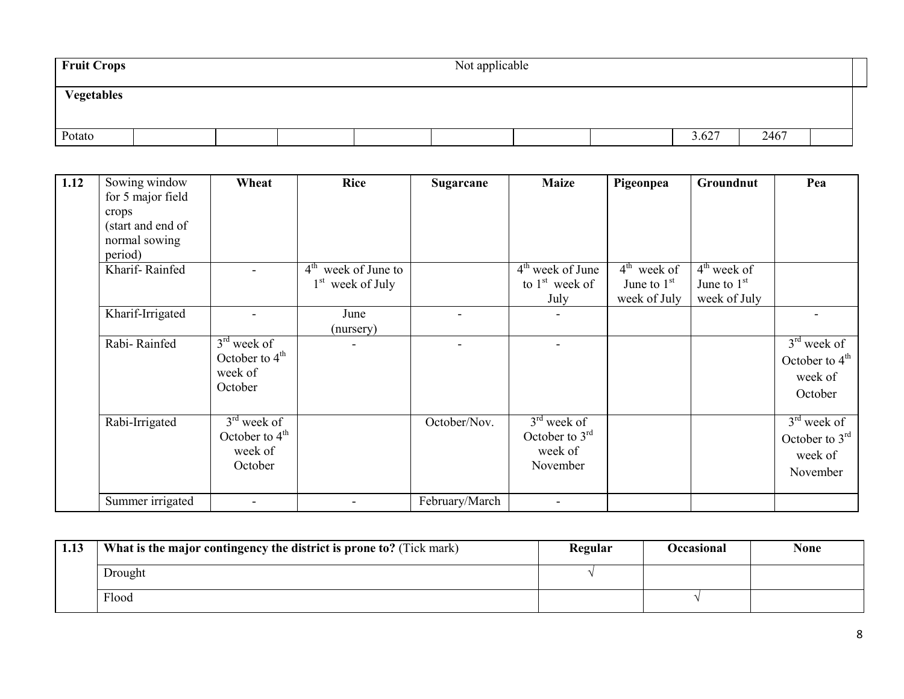| Fruit Crops | Not applicable | | | | | | | | | |
|---|---|---|---|---|---|---|---|---|---|---|
| **Vegetables** | | | | | | | | | | |
| Potato | | | | | | | | 3.627 | 2467 | |

| 1.12 | Sowing window for 5 major field crops (start and end of normal sowing period) | Wheat | Rice | Sugarcane | Maize | Pigeonpea | Groundnut | Pea |
|---|---|---|---|---|---|---|---|---|
| | Kharif- Rainfed | - | 4th week of June to 1st week of July | | 4th week of June to 1st week of July | 4th week of June to 1st week of July | 4th week of June to 1st week of July | |
| | Kharif-Irrigated | - | June (nursery) | - | - | | | - |
| | Rabi- Rainfed | 3rd week of October to 4th week of October | - | - | - | | | 3rd week of October to 4th week of October |
| | Rabi-Irrigated | 3rd week of October to 4th week of October | | October/Nov. | 3rd week of October to 3rd week of November | | | 3rd week of October to 3rd week of November |
| | Summer irrigated | - | - | February/March | - | | | |

| 1.13 | **What is the major contingency the district is prone to?** (Tick mark) | Regular | Occasional | None |
|---|---|---|---|---|
| | Drought | √ | | |
| | Flood | | √ | |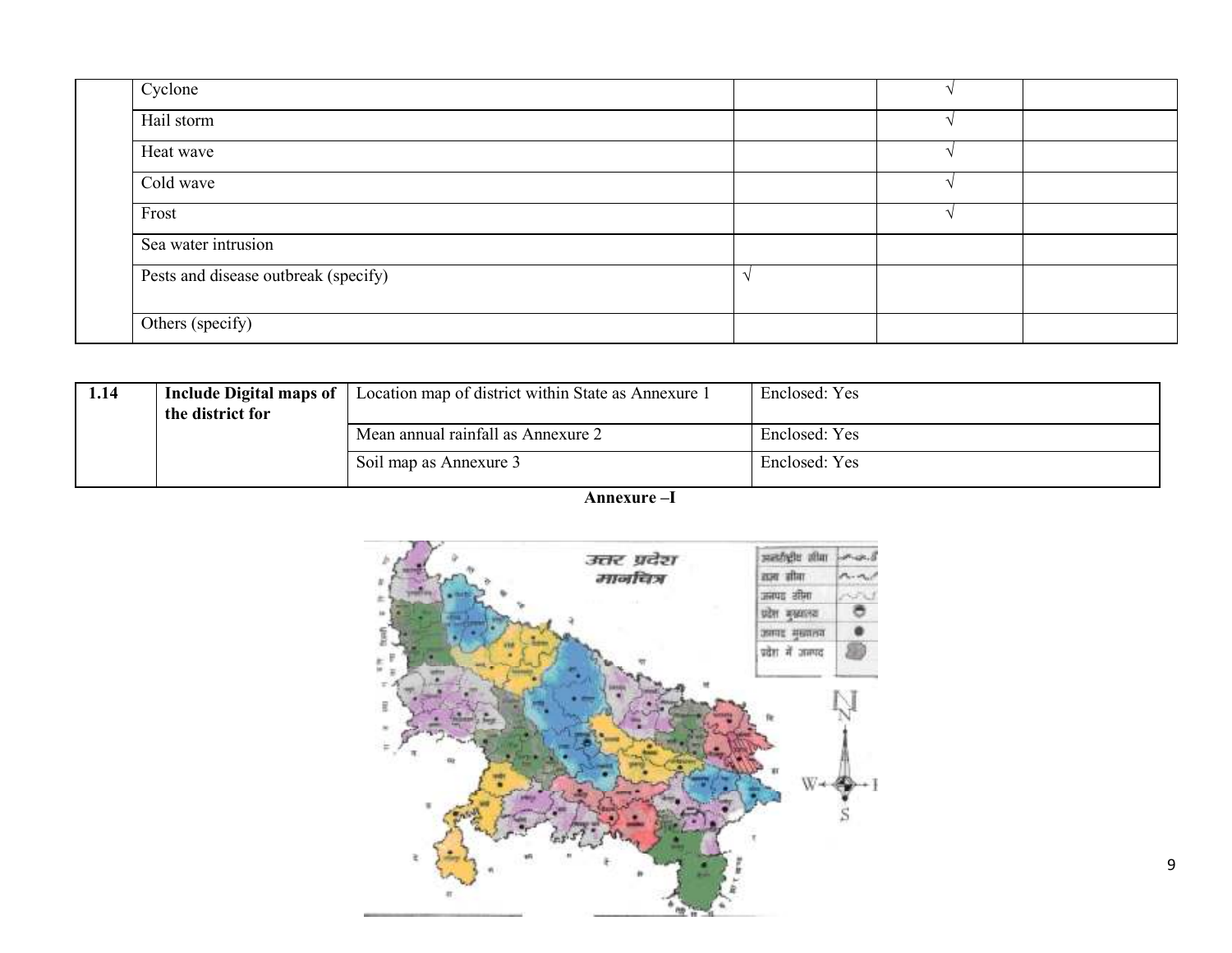| | | | | |
|---|---|---|---|---|
| | Cyclone | | √ | |
| | Hail storm | | √ | |
| | Heat wave | | √ | |
| | Cold wave | | √ | |
| | Frost | | √ | |
| | Sea water intrusion | | | |
| | Pests and disease outbreak (specify) | √ | | |
| | Others (specify) | | | |

| | | | |
|---|---|---|---|
| **1.14** | **Include Digital maps of the district for** | Location map of district within State as Annexure 1 | Enclosed: Yes |
| | | Mean annual rainfall as Annexure 2 | Enclosed: Yes |
| | | Soil map as Annexure 3 | Enclosed: Yes |

**Annexure –I**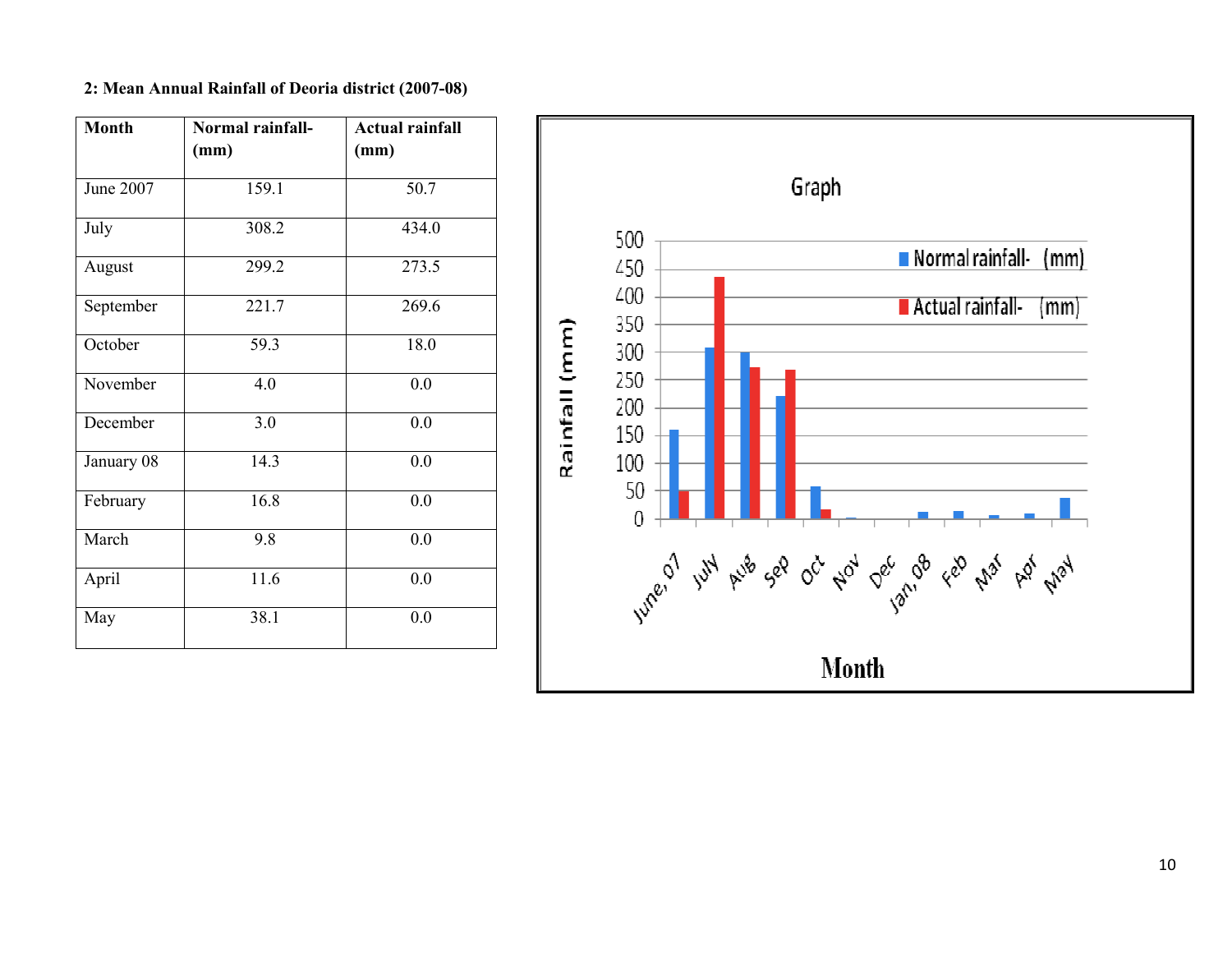**2: Mean Annual Rainfall of Deoria district (2007-08)**

| Month | Normal rainfall-(mm) | Actual rainfall (mm) |
|---|---|---|
| June 2007 | 159.1 | 50.7 |
| July | 308.2 | 434.0 |
| August | 299.2 | 273.5 |
| September | 221.7 | 269.6 |
| October | 59.3 | 18.0 |
| November | 4.0 | 0.0 |
| December | 3.0 | 0.0 |
| January 08 | 14.3 | 0.0 |
| February | 16.8 | 0.0 |
| March | 9.8 | 0.0 |
| April | 11.6 | 0.0 |
| May | 38.1 | 0.0 |

Graph

Rainfall (mm)

Normal rainfall- (mm)
Actual rainfall- (mm)

June, 07 July Aug Sep Oct Nov Dec Jan, 08 Feb Mar Apr May

Month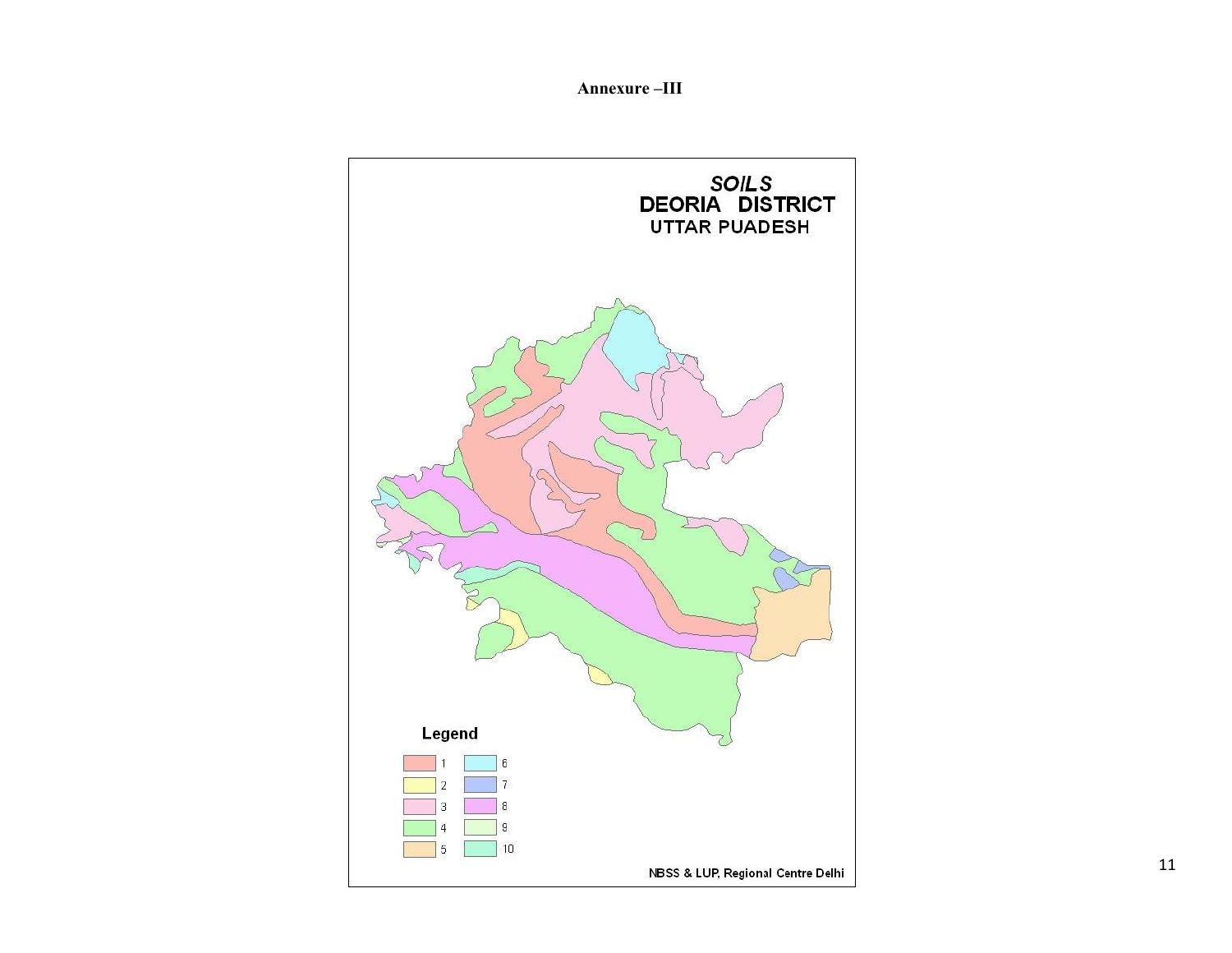**Annexure –III**

*SOILS*
**DEORIA DISTRICT**
UTTAR PUADESH

**Legend**

1, 2, 3, 4, 5, 6, 7, 8, 9, 10

NBSS & LUP, Regional Centre Delhi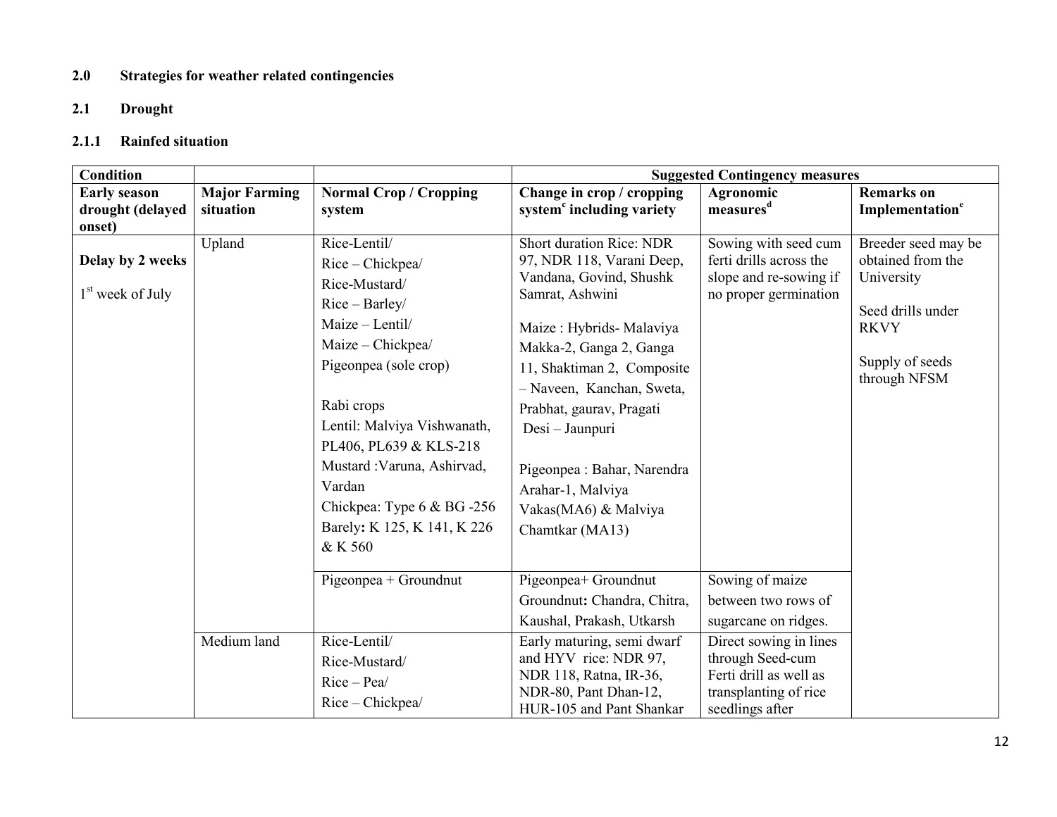**2.0 Strategies for weather related contingencies**

**2.1 Drought**

**2.1.1 Rainfed situation**

| **Condition** | | | **Suggested Contingency measures** | | |
|---|---|---|---|---|---|
| **Early season drought (delayed onset)** | **Major Farming situation** | **Normal Crop / Cropping system** | **Change in crop / cropping system[c] including variety** | **Agronomic measures[d]** | **Remarks on Implementation[e]** |
| **Delay by 2 weeks**<br><br>1[st] week of July | Upland | Rice-Lentil/<br>Rice – Chickpea/<br>Rice-Mustard/<br>Rice – Barley/<br>Maize – Lentil/<br>Maize – Chickpea/<br>Pigeonpea (sole crop)<br><br>Rabi crops<br>Lentil: Malviya Vishwanath, PL406, PL639 & KLS-218<br>Mustard :Varuna, Ashirvad, Vardan<br>Chickpea: Type 6 & BG -256<br>Barely**:** K 125, K 141, K 226 & K 560 | Short duration Rice: NDR 97, NDR 118, Varani Deep, Vandana, Govind, Shushk Samrat, Ashwini<br><br>Maize : Hybrids- Malaviya Makka-2, Ganga 2, Ganga 11, Shaktiman 2, Composite – Naveen, Kanchan, Sweta, Prabhat, gaurav, Pragati<br>Desi – Jaunpuri<br><br>Pigeonpea : Bahar, Narendra Arahar-1, Malviya Vakas(MA6) & Malviya Chamtkar (MA13) | Sowing with seed cum ferti drills across the slope and re-sowing if no proper germination | Breeder seed may be obtained from the University<br><br>Seed drills under RKVY<br><br>Supply of seeds through NFSM |
| | | Pigeonpea + Groundnut | Pigeonpea+ Groundnut<br>Groundnut**:** Chandra, Chitra, Kaushal, Prakash, Utkarsh | Sowing of maize between two rows of sugarcane on ridges. | |
| | Medium land | Rice-Lentil/<br>Rice-Mustard/<br>Rice – Pea/<br>Rice – Chickpea/ | Early maturing, semi dwarf and HYV rice: NDR 97, NDR 118, Ratna, IR-36, NDR-80, Pant Dhan-12, HUR-105 and Pant Shankar | Direct sowing in lines through Seed-cum Ferti drill as well as transplanting of rice seedlings after | |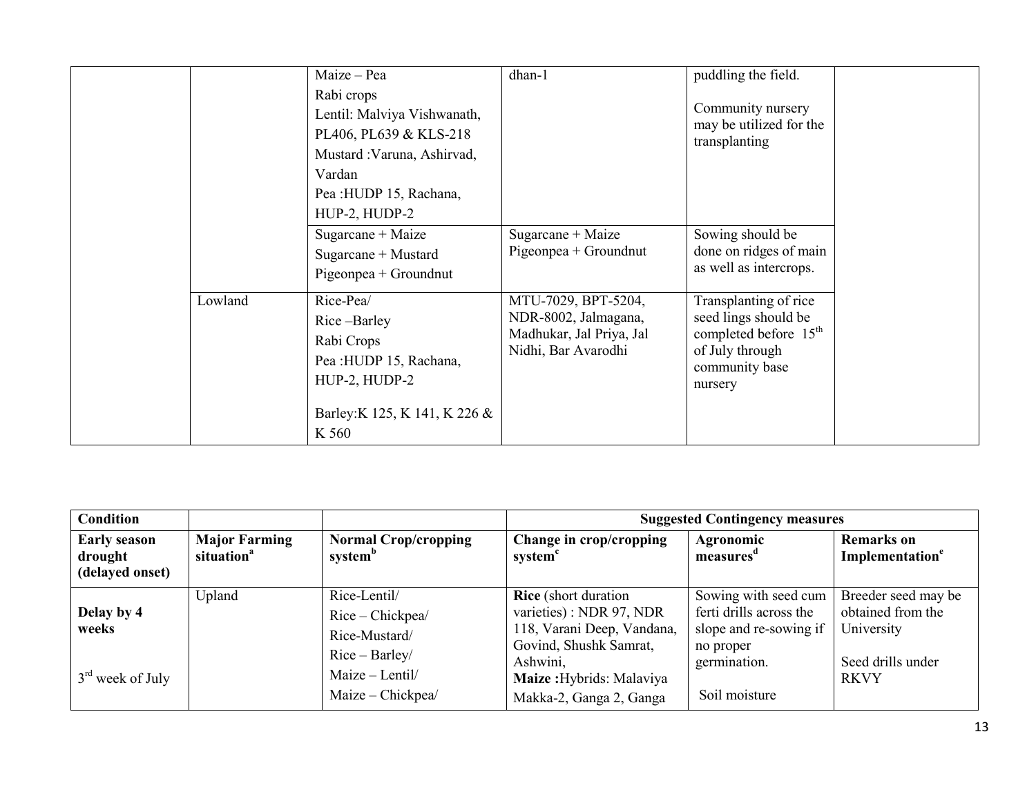| | | Maize – Pea<br>Rabi crops<br>Lentil: Malviya Vishwanath, PL406, PL639 & KLS-218<br>Mustard :Varuna, Ashirvad, Vardan<br>Pea :HUDP 15, Rachana, HUP-2, HUDP-2 | dhan-1 | puddling the field.<br><br>Community nursery may be utilized for the transplanting | |
|---|---|---|---|---|---|
| | | Sugarcane + Maize<br>Sugarcane + Mustard<br>Pigeonpea + Groundnut | Sugarcane + Maize<br>Pigeonpea + Groundnut | Sowing should be done on ridges of main as well as intercrops. | |
| | Lowland | Rice-Pea/<br>Rice –Barley<br>Rabi Crops<br>Pea :HUDP 15, Rachana, HUP-2, HUDP-2<br><br>Barley:K 125, K 141, K 226 & K 560 | MTU-7029, BPT-5204, NDR-8002, Jalmagana, Madhukar, Jal Priya, Jal Nidhi, Bar Avarodhi | Transplanting of rice seed lings should be completed before 15th of July through community base nursery | |

| Condition | | | Suggested Contingency measures | | |
|---|---|---|---|---|---|
| **Early season drought (delayed onset)** | **Major Farming situation**[a] | **Normal Crop/cropping system**[b] | **Change in crop/cropping system**[c] | **Agronomic measures**[d] | **Remarks on Implementation**[e] |
| **Delay by 4 weeks**<br><br>3rd week of July | Upland | Rice-Lentil/<br>Rice – Chickpea/<br>Rice-Mustard/<br>Rice – Barley/<br>Maize – Lentil/<br>Maize – Chickpea/ | **Rice** (short duration varieties) : NDR 97, NDR 118, Varani Deep, Vandana, Govind, Shushk Samrat, Ashwini,<br>**Maize :**Hybrids: Malaviya Makka-2, Ganga 2, Ganga | Sowing with seed cum ferti drills across the slope and re-sowing if no proper germination.<br><br>Soil moisture | Breeder seed may be obtained from the University<br><br>Seed drills under RKVY |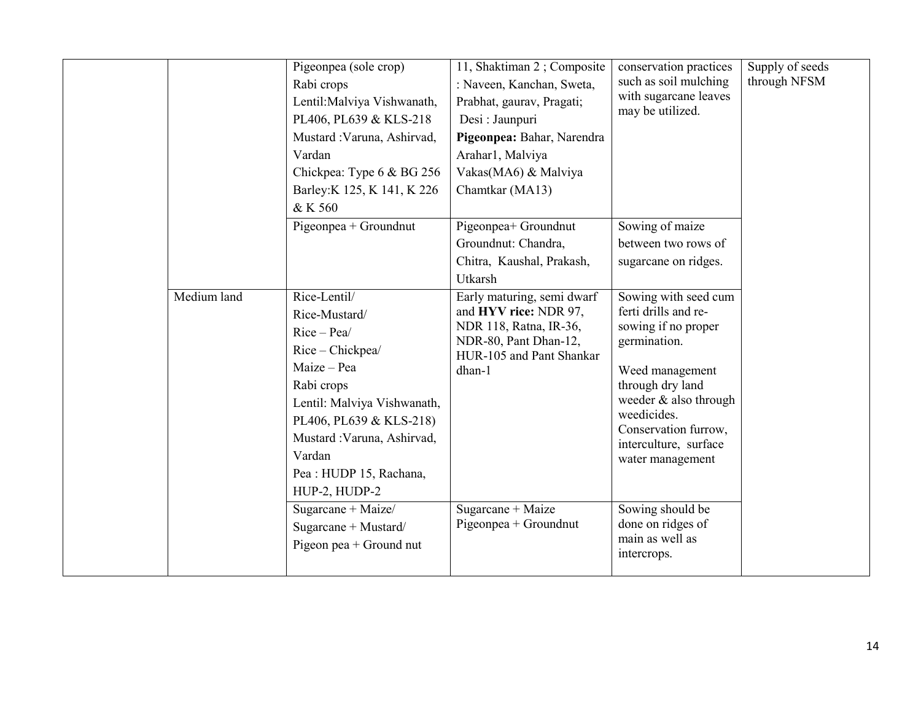| | | | | | |
|---|---|---|---|---|---|
| | | Pigeonpea (sole crop)<br>Rabi crops<br>Lentil:Malviya Vishwanath, PL406, PL639 & KLS-218<br>Mustard :Varuna, Ashirvad, Vardan<br>Chickpea: Type 6 & BG 256<br>Barley:K 125, K 141, K 226 & K 560 | 11, Shaktiman 2 ; Composite : Naveen, Kanchan, Sweta, Prabhat, gaurav, Pragati; Desi : Jaunpuri<br>**Pigeonpea:** Bahar, Narendra Arahar1, Malviya Vakas(MA6) & Malviya Chamtkar (MA13) | conservation practices such as soil mulching with sugarcane leaves may be utilized. | Supply of seeds through NFSM |
| | | Pigeonpea + Groundnut | Pigeonpea+ Groundnut<br>Groundnut: Chandra, Chitra, Kaushal, Prakash, Utkarsh | Sowing of maize between two rows of sugarcane on ridges. | |
| | Medium land | Rice-Lentil/<br>Rice-Mustard/<br>Rice – Pea/<br>Rice – Chickpea/<br>Maize – Pea<br>Rabi crops<br>Lentil: Malviya Vishwanath, PL406, PL639 & KLS-218)<br>Mustard :Varuna, Ashirvad, Vardan<br>Pea : HUDP 15, Rachana, HUP-2, HUDP-2 | Early maturing, semi dwarf and **HYV rice:** NDR 97, NDR 118, Ratna, IR-36, NDR-80, Pant Dhan-12, HUR-105 and Pant Shankar dhan-1 | Sowing with seed cum ferti drills and re-sowing if no proper germination.<br><br>Weed management through dry land weeder & also through weedicides.<br>Conservation furrow, interculture, surface water management | |
| | | Sugarcane + Maize/<br>Sugarcane + Mustard/<br>Pigeon pea + Ground nut | Sugarcane + Maize<br>Pigeonpea + Groundnut | Sowing should be done on ridges of main as well as intercrops. | |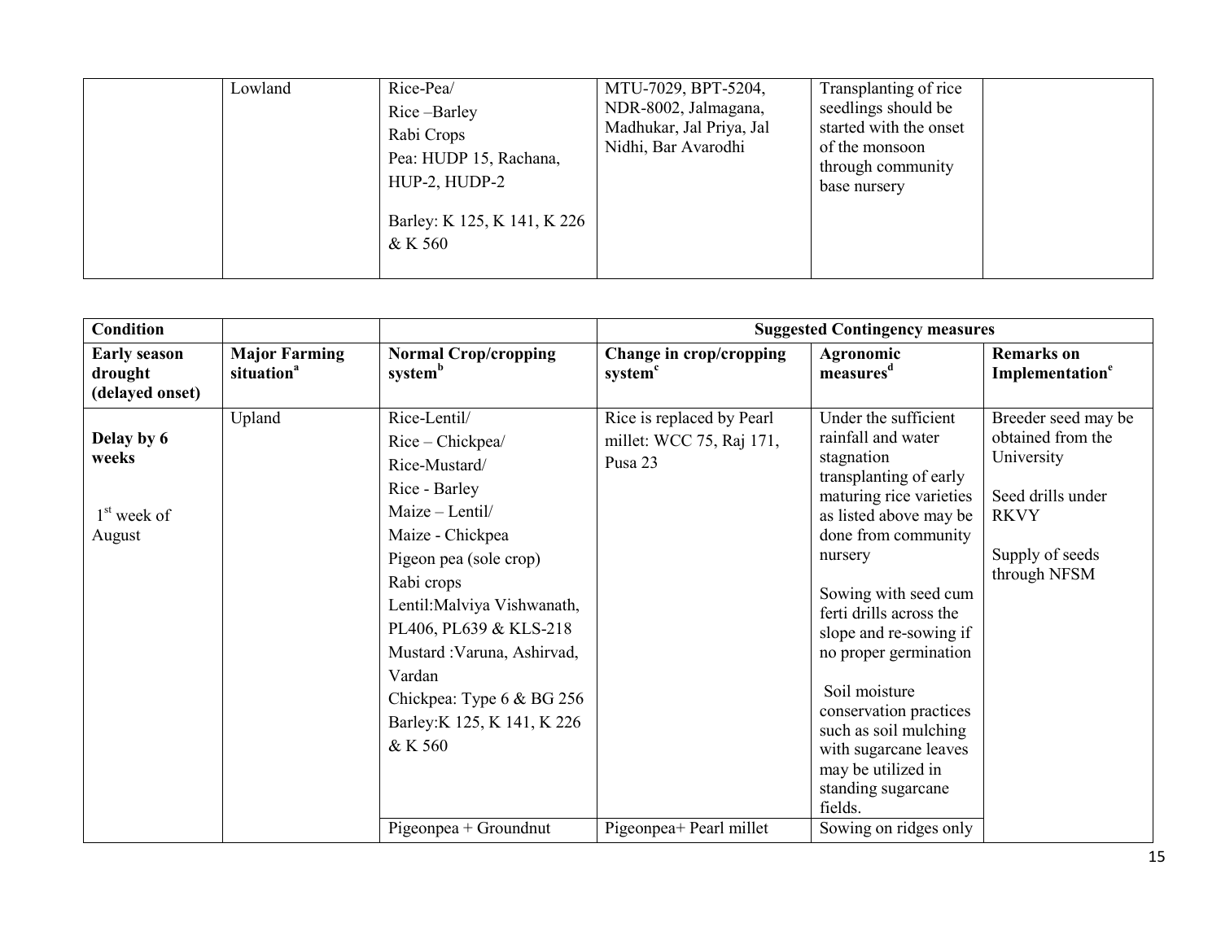| | Lowland | Rice-Pea/ Rice –Barley Rabi Crops Pea: HUDP 15, Rachana, HUP-2, HUDP-2 Barley: K 125, K 141, K 226 & K 560 | MTU-7029, BPT-5204, NDR-8002, Jalmagana, Madhukar, Jal Priya, Jal Nidhi, Bar Avarodhi | Transplanting of rice seedlings should be started with the onset of the monsoon through community base nursery | |
|---|---|---|---|---|---|

| Condition | | | Suggested Contingency measures | | |
|---|---|---|---|---|---|
| **Early season drought (delayed onset)** | **Major Farming situation[a]** | **Normal Crop/cropping system[b]** | **Change in crop/cropping system[c]** | **Agronomic measures[d]** | **Remarks on Implementation[e]** |
| **Delay by 6 weeks** 1[st] week of August | Upland | Rice-Lentil/ Rice – Chickpea/ Rice-Mustard/ Rice - Barley Maize – Lentil/ Maize - Chickpea Pigeon pea (sole crop) Rabi crops Lentil:Malviya Vishwanath, PL406, PL639 & KLS-218 Mustard :Varuna, Ashirvad, Vardan Chickpea: Type 6 & BG 256 Barley:K 125, K 141, K 226 & K 560 | Rice is replaced by Pearl millet: WCC 75, Raj 171, Pusa 23 | Under the sufficient rainfall and water stagnation transplanting of early maturing rice varieties as listed above may be done from community nursery Sowing with seed cum ferti drills across the slope and re-sowing if no proper germination Soil moisture conservation practices such as soil mulching with sugarcane leaves may be utilized in standing sugarcane fields. | Breeder seed may be obtained from the University Seed drills under RKVY Supply of seeds through NFSM |
| | | Pigeonpea + Groundnut | Pigeonpea+ Pearl millet | Sowing on ridges only | |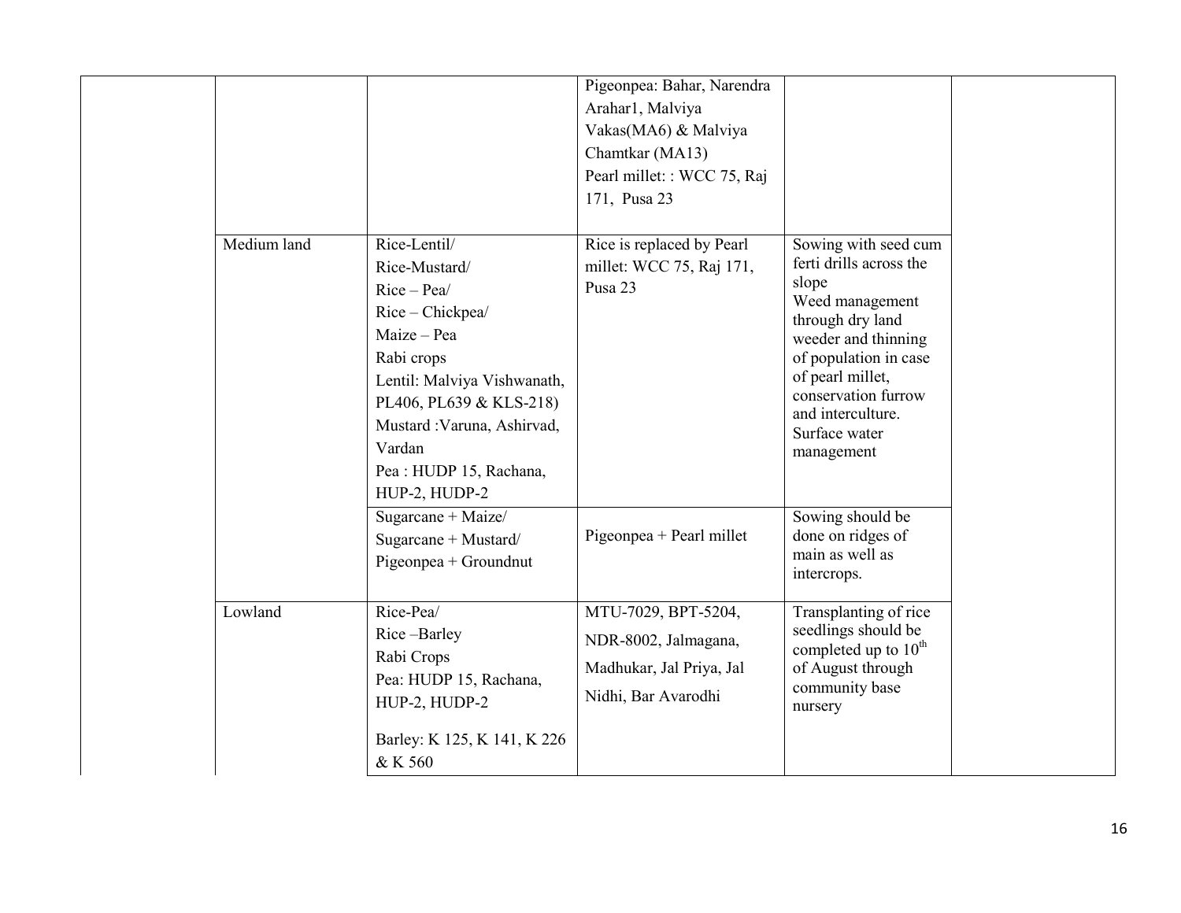| | | | | |
|---|---|---|---|---|
| | | Pigeonpea: Bahar, Narendra Arahar1, Malviya Vakas(MA6) & Malviya Chamtkar (MA13)<br>Pearl millet: : WCC 75, Raj 171, Pusa 23 | | |
| Medium land | Rice-Lentil/<br>Rice-Mustard/<br>Rice – Pea/<br>Rice – Chickpea/<br>Maize – Pea<br>Rabi crops<br>Lentil: Malviya Vishwanath, PL406, PL639 & KLS-218)<br>Mustard :Varuna, Ashirvad, Vardan<br>Pea : HUDP 15, Rachana, HUP-2, HUDP-2 | Rice is replaced by Pearl millet: WCC 75, Raj 171, Pusa 23 | Sowing with seed cum ferti drills across the slope<br>Weed management through dry land weeder and thinning of population in case of pearl millet, conservation furrow and interculture.<br>Surface water management | |
| | Sugarcane + Maize/<br>Sugarcane + Mustard/<br>Pigeonpea + Groundnut | Pigeonpea + Pearl millet | Sowing should be done on ridges of main as well as intercrops. | |
| Lowland | Rice-Pea/<br>Rice –Barley<br>Rabi Crops<br>Pea: HUDP 15, Rachana, HUP-2, HUDP-2<br>Barley: K 125, K 141, K 226 & K 560 | MTU-7029, BPT-5204, NDR-8002, Jalmagana, Madhukar, Jal Priya, Jal Nidhi, Bar Avarodhi | Transplanting of rice seedlings should be completed up to $10^{th}$ of August through community base nursery | |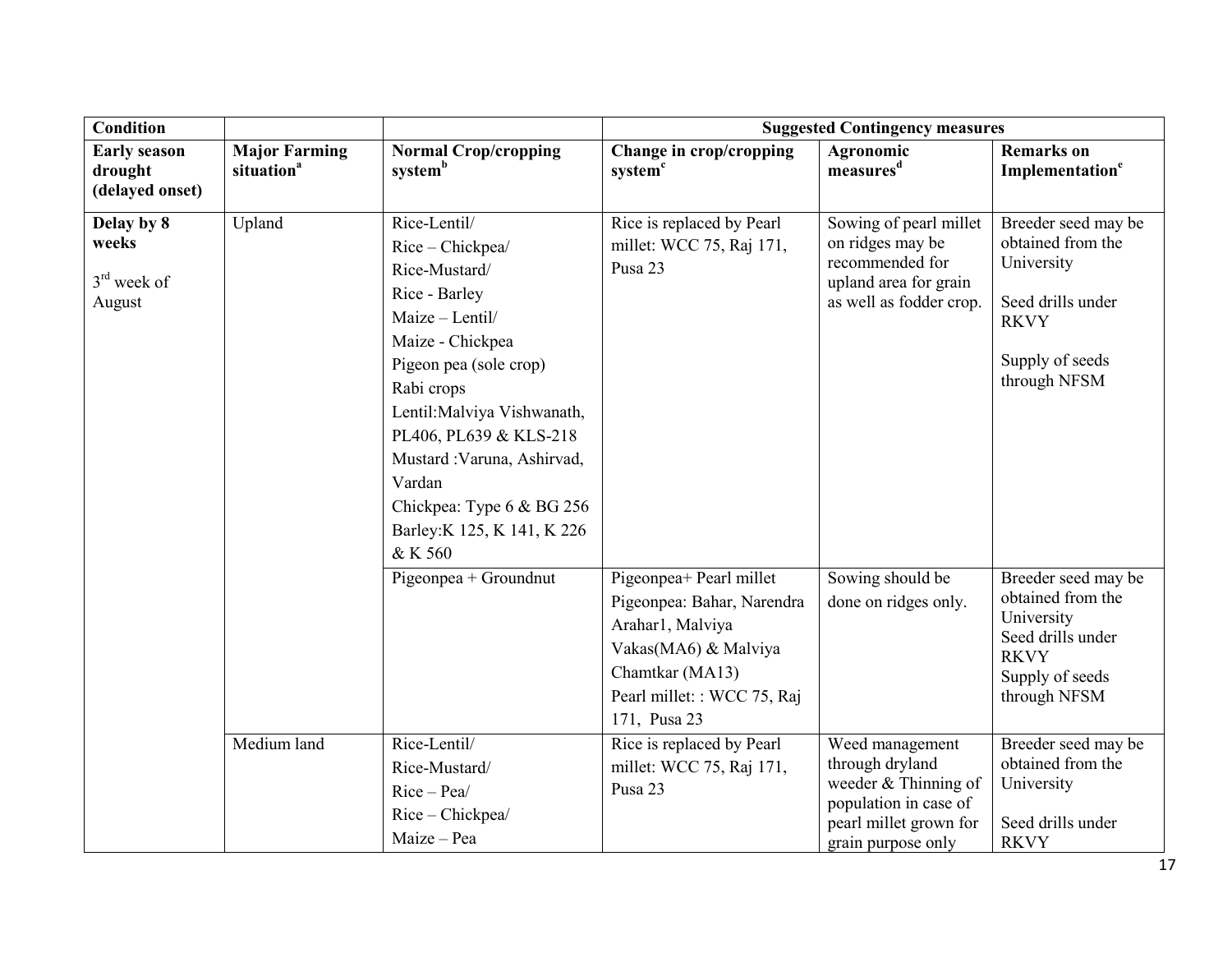| Condition | | | Suggested Contingency measures | | |
|---|---|---|---|---|---|
| **Early season drought (delayed onset)** | **Major Farming situation[a]** | **Normal Crop/cropping system[b]** | **Change in crop/cropping system[c]** | **Agronomic measures[d]** | **Remarks on Implementation[e]** |
| **Delay by 8 weeks**<br><br>3[rd] week of August | Upland | Rice-Lentil/<br>Rice – Chickpea/<br>Rice-Mustard/<br>Rice - Barley<br>Maize – Lentil/<br>Maize - Chickpea<br>Pigeon pea (sole crop)<br>Rabi crops<br>Lentil:Malviya Vishwanath, PL406, PL639 & KLS-218<br>Mustard :Varuna, Ashirvad, Vardan<br>Chickpea: Type 6 & BG 256<br>Barley:K 125, K 141, K 226 & K 560 | Rice is replaced by Pearl millet: WCC 75, Raj 171, Pusa 23 | Sowing of pearl millet on ridges may be recommended for upland area for grain as well as fodder crop. | Breeder seed may be obtained from the University<br><br>Seed drills under RKVY<br><br>Supply of seeds through NFSM |
| | | Pigeonpea + Groundnut | Pigeonpea+ Pearl millet<br>Pigeonpea: Bahar, Narendra Arahar1, Malviya Vakas(MA6) & Malviya Chamtkar (MA13)<br>Pearl millet: : WCC 75, Raj 171, Pusa 23 | Sowing should be done on ridges only. | Breeder seed may be obtained from the University<br>Seed drills under RKVY<br>Supply of seeds through NFSM |
| | Medium land | Rice-Lentil/<br>Rice-Mustard/<br>Rice – Pea/<br>Rice – Chickpea/<br>Maize – Pea | Rice is replaced by Pearl millet: WCC 75, Raj 171, Pusa 23 | Weed management through dryland weeder & Thinning of population in case of pearl millet grown for grain purpose only | Breeder seed may be obtained from the University<br><br>Seed drills under RKVY |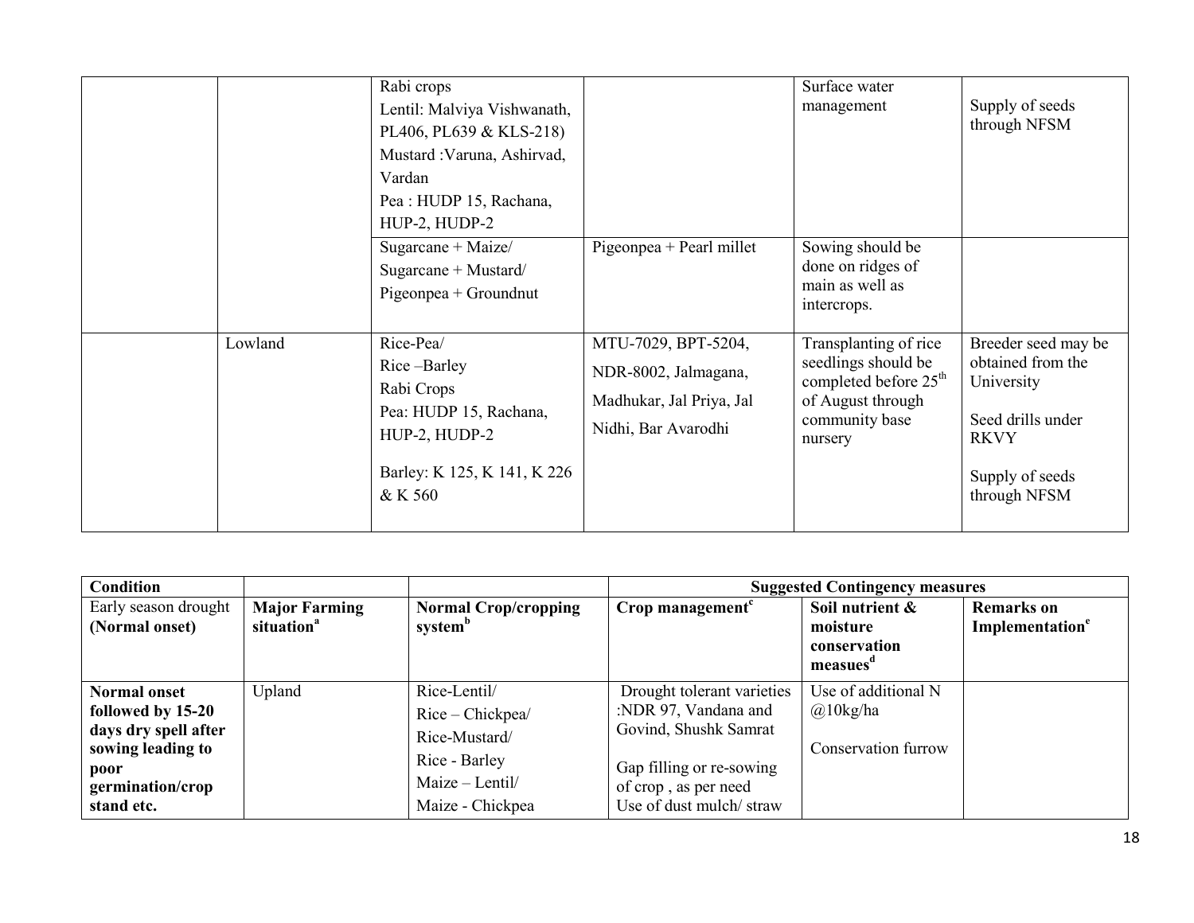| | | | | | |
|---|---|---|---|---|---|
| | | Rabi crops<br>Lentil: Malviya Vishwanath, PL406, PL639 & KLS-218)<br>Mustard :Varuna, Ashirvad, Vardan<br>Pea : HUDP 15, Rachana, HUP-2, HUDP-2 | | Surface water management | Supply of seeds through NFSM |
| | | Sugarcane + Maize/<br>Sugarcane + Mustard/<br>Pigeonpea + Groundnut | Pigeonpea + Pearl millet | Sowing should be done on ridges of main as well as intercrops. | |
| | Lowland | Rice-Pea/<br>Rice –Barley<br>Rabi Crops<br>Pea: HUDP 15, Rachana, HUP-2, HUDP-2<br><br>Barley: K 125, K 141, K 226 & K 560 | MTU-7029, BPT-5204,<br>NDR-8002, Jalmagana,<br>Madhukar, Jal Priya, Jal Nidhi, Bar Avarodhi | Transplanting of rice seedlings should be completed before 25[th] of August through community base nursery | Breeder seed may be obtained from the University<br><br>Seed drills under RKVY<br><br>Supply of seeds through NFSM |

| **Condition** | | | **Suggested Contingency measures** | | |
|---|---|---|---|---|---|
| Early season drought **(Normal onset)** | **Major Farming situation[a]** | **Normal Crop/cropping system[b]** | **Crop management[c]** | **Soil nutrient & moisture conservation measues[d]** | **Remarks on Implementation[e]** |
| **Normal onset followed by 15-20 days dry spell after sowing leading to poor germination/crop stand etc.** | Upland | Rice-Lentil/<br>Rice – Chickpea/<br>Rice-Mustard/<br>Rice - Barley<br>Maize – Lentil/<br>Maize - Chickpea | Drought tolerant varieties :NDR 97, Vandana and Govind, Shushk Samrat<br><br>Gap filling or re-sowing of crop , as per need<br>Use of dust mulch/ straw | Use of additional N @10kg/ha<br><br>Conservation furrow | |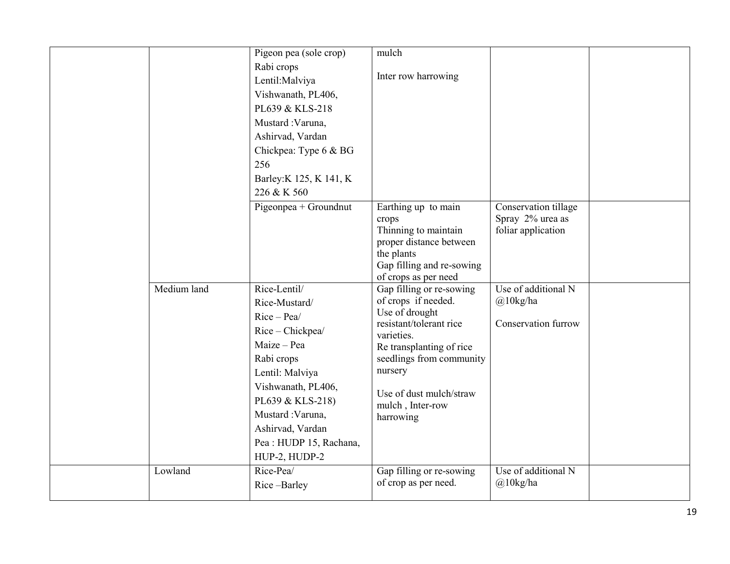| | | | | | |
|---|---|---|---|---|---|
| | | Pigeon pea (sole crop)<br>Rabi crops<br>Lentil:Malviya Vishwanath, PL406, PL639 & KLS-218<br>Mustard :Varuna, Ashirvad, Vardan<br>Chickpea: Type 6 & BG 256<br>Barley:K 125, K 141, K 226 & K 560 | mulch<br><br>Inter row harrowing | | |
| | | Pigeonpea + Groundnut | Earthing up to main crops<br>Thinning to maintain proper distance between the plants<br>Gap filling and re-sowing of crops as per need | Conservation tillage<br>Spray 2% urea as foliar application | |
| | Medium land | Rice-Lentil/<br>Rice-Mustard/<br>Rice – Pea/<br>Rice – Chickpea/<br>Maize – Pea<br>Rabi crops<br>Lentil: Malviya Vishwanath, PL406, PL639 & KLS-218)<br>Mustard :Varuna, Ashirvad, Vardan<br>Pea : HUDP 15, Rachana, HUP-2, HUDP-2 | Gap filling or re-sowing of crops if needed.<br>Use of drought resistant/tolerant rice varieties.<br>Re transplanting of rice seedlings from community nursery<br><br>Use of dust mulch/straw mulch , Inter-row harrowing | Use of additional N @10kg/ha<br><br>Conservation furrow | |
| | Lowland | Rice-Pea/<br>Rice –Barley | Gap filling or re-sowing of crop as per need. | Use of additional N @10kg/ha | |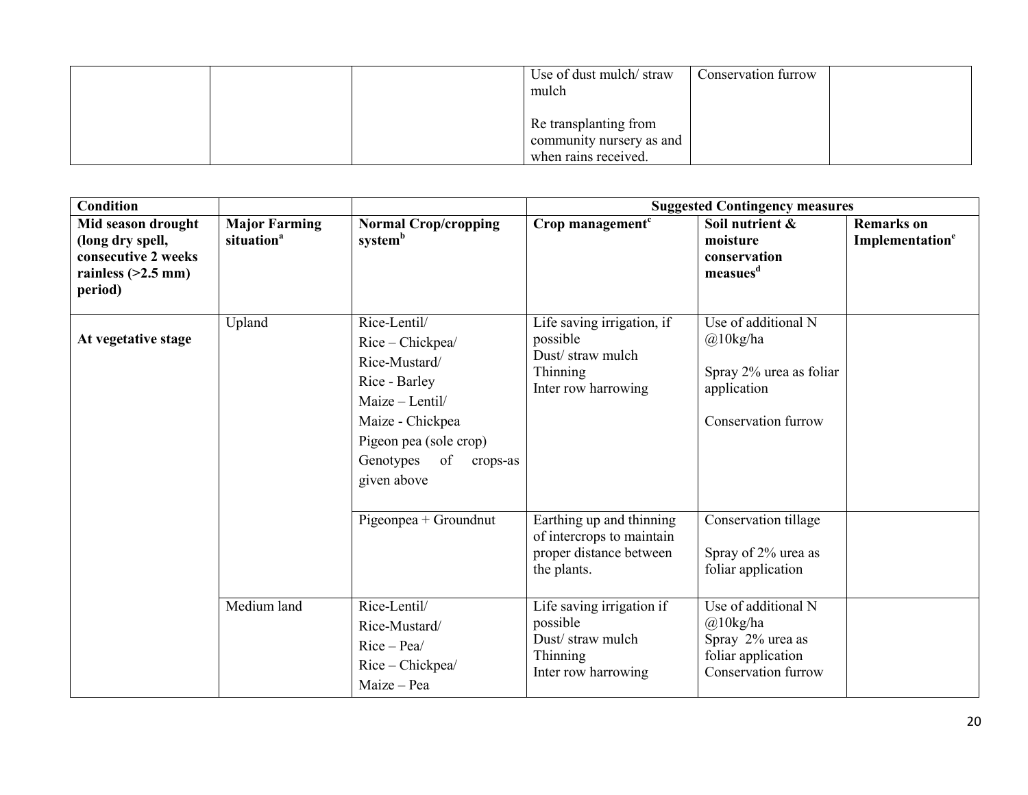| | | | Use of dust mulch/ straw mulch<br><br>Re transplanting from community nursery as and when rains received. | Conservation furrow | |
|---|---|---|---|---|---|

| **Condition** | | | **Suggested Contingency measures** | | |
|---|---|---|---|---|---|
| **Mid season drought (long dry spell, consecutive 2 weeks rainless (>2.5 mm) period)** | **Major Farming situation[a]** | **Normal Crop/cropping system[b]** | **Crop management[c]** | **Soil nutrient & moisture conservation measues[d]** | **Remarks on Implementation[e]** |
| **At vegetative stage** | Upland | Rice-Lentil/<br>Rice – Chickpea/<br>Rice-Mustard/<br>Rice - Barley<br>Maize – Lentil/<br>Maize - Chickpea<br>Pigeon pea (sole crop)<br>Genotypes of crops-as given above | Life saving irrigation, if possible<br>Dust/ straw mulch<br>Thinning<br>Inter row harrowing | Use of additional N @10kg/ha<br><br>Spray 2% urea as foliar application<br><br>Conservation furrow | |
| | | Pigeonpea + Groundnut | Earthing up and thinning of intercrops to maintain proper distance between the plants. | Conservation tillage<br><br>Spray of 2% urea as foliar application | |
| | Medium land | Rice-Lentil/<br>Rice-Mustard/<br>Rice – Pea/<br>Rice – Chickpea/<br>Maize – Pea | Life saving irrigation if possible<br>Dust/ straw mulch<br>Thinning<br>Inter row harrowing | Use of additional N @10kg/ha<br>Spray 2% urea as foliar application<br>Conservation furrow | |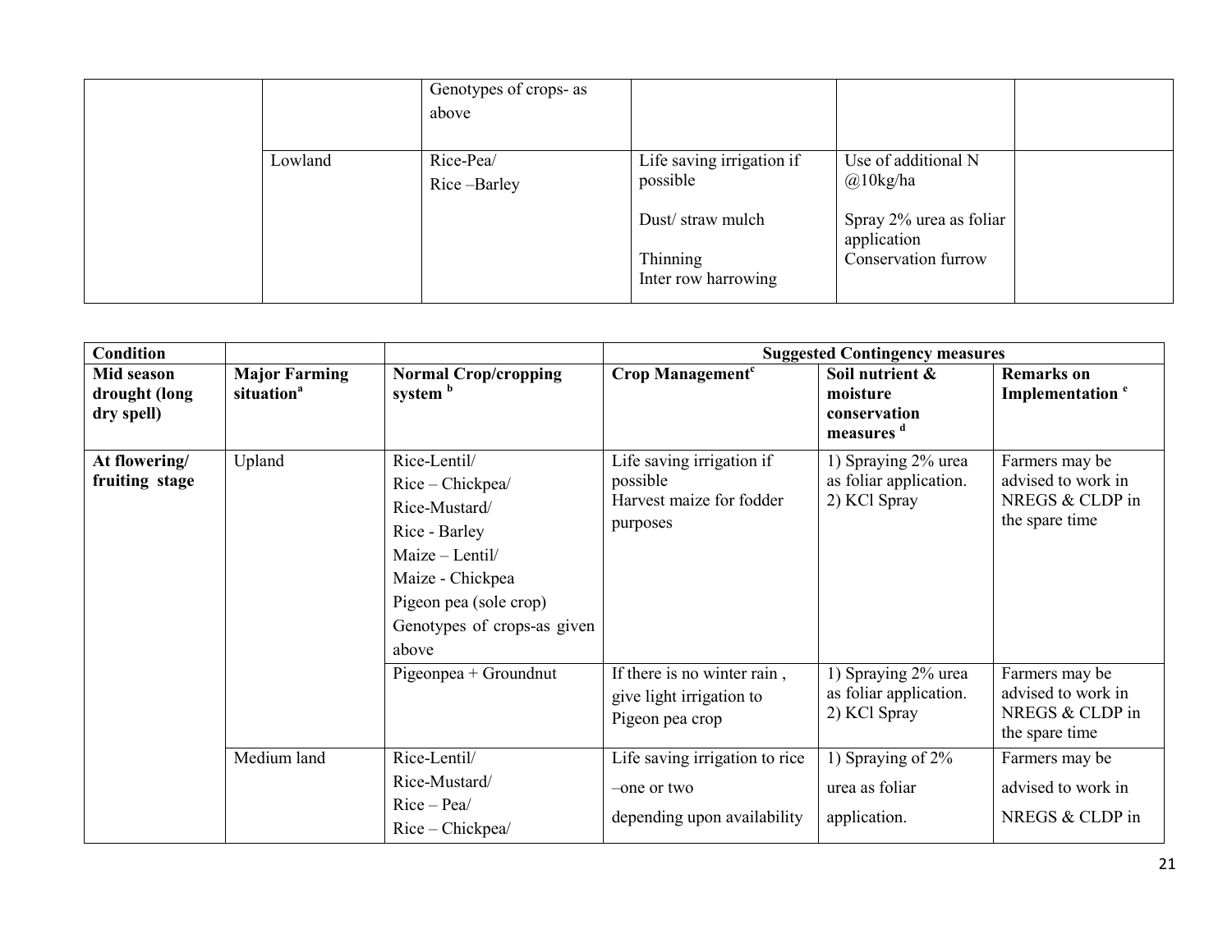| | | | | | |
|---|---|---|---|---|---|
| | | Genotypes of crops- as above | | | |
| | Lowland | Rice-Pea/<br>Rice –Barley | Life saving irrigation if possible<br><br>Dust/ straw mulch<br><br>Thinning<br>Inter row harrowing | Use of additional N @10kg/ha<br><br>Spray 2% urea as foliar application<br>Conservation furrow | |

| **Condition** | | | **Suggested Contingency measures** | | |
|---|---|---|---|---|---|
| **Mid season drought (long dry spell)** | **Major Farming situation**[a] | **Normal Crop/cropping system** [b] | **Crop Management**[c] | **Soil nutrient & moisture conservation measures** [d] | **Remarks on Implementation** [e] |
| **At flowering/ fruiting stage** | Upland | Rice-Lentil/<br>Rice – Chickpea/<br>Rice-Mustard/<br>Rice - Barley<br>Maize – Lentil/<br>Maize - Chickpea<br>Pigeon pea (sole crop)<br>Genotypes of crops-as given above | Life saving irrigation if possible<br>Harvest maize for fodder purposes | 1) Spraying 2% urea as foliar application.<br>2) KCl Spray | Farmers may be advised to work in NREGS & CLDP in the spare time |
| | | Pigeonpea + Groundnut | If there is no winter rain , give light irrigation to Pigeon pea crop | 1) Spraying 2% urea as foliar application.<br>2) KCl Spray | Farmers may be advised to work in NREGS & CLDP in the spare time |
| | Medium land | Rice-Lentil/<br>Rice-Mustard/<br>Rice – Pea/<br>Rice – Chickpea/ | Life saving irrigation to rice –one or two depending upon availability | 1) Spraying of 2% urea as foliar application. | Farmers may be advised to work in NREGS & CLDP in |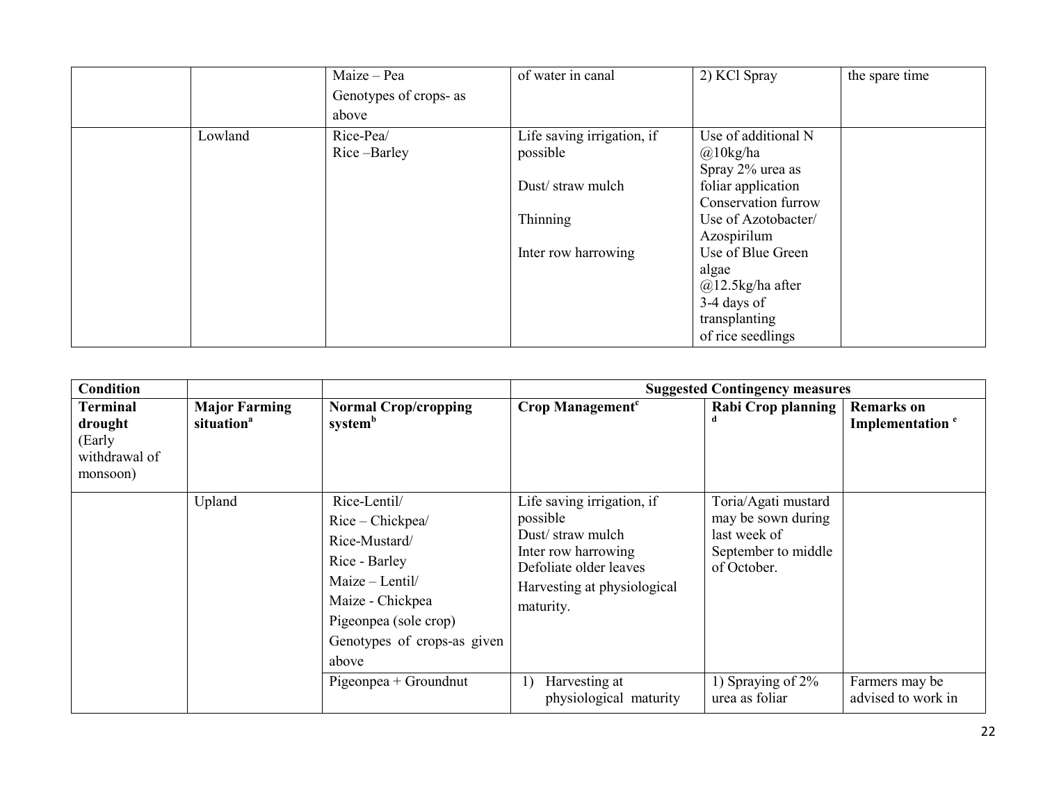| | | Maize – Pea<br>Genotypes of crops- as above | of water in canal | 2) KCl Spray | the spare time |
|---|---|---|---|---|---|
| | Lowland | Rice-Pea/<br>Rice –Barley | Life saving irrigation, if possible<br><br>Dust/ straw mulch<br><br>Thinning<br><br>Inter row harrowing | Use of additional N @10kg/ha<br>Spray 2% urea as foliar application<br>Conservation furrow<br>Use of Azotobacter/ Azospirilum<br>Use of Blue Green algae @12.5kg/ha after 3-4 days of transplanting of rice seedlings | |

| Condition | | | Suggested Contingency measures | | |
|---|---|---|---|---|---|
| **Terminal drought** (Early withdrawal of monsoon) | **Major Farming situation[a]** | **Normal Crop/cropping system[b]** | **Crop Management[c]** | **Rabi Crop planning [d]** | **Remarks on Implementation [e]** |
| | Upland | Rice-Lentil/<br>Rice – Chickpea/<br>Rice-Mustard/<br>Rice - Barley<br>Maize – Lentil/<br>Maize - Chickpea<br>Pigeonpea (sole crop)<br>Genotypes of crops-as given above | Life saving irrigation, if possible<br>Dust/ straw mulch<br>Inter row harrowing<br>Defoliate older leaves<br>Harvesting at physiological maturity. | Toria/Agati mustard may be sown during last week of September to middle of October. | |
| | | Pigeonpea + Groundnut | 1) Harvesting at physiological maturity | 1) Spraying of 2% urea as foliar | Farmers may be advised to work in |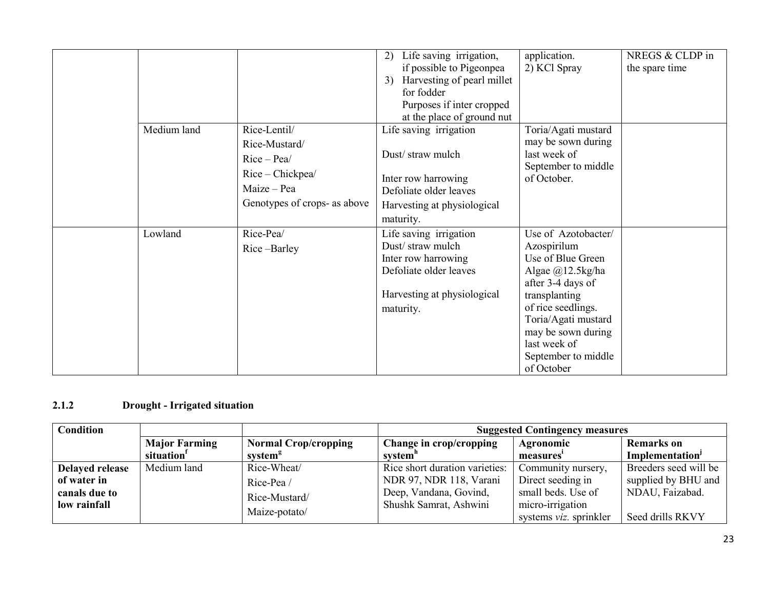| | | | | | |
|---|---|---|---|---|---|
| | | | 2) Life saving irrigation, if possible to Pigeonpea<br>3) Harvesting of pearl millet for fodder Purposes if inter cropped at the place of ground nut | application.<br>2) KCl Spray | NREGS & CLDP in the spare time |
| | Medium land | Rice-Lentil/<br>Rice-Mustard/<br>Rice – Pea/<br>Rice – Chickpea/<br>Maize – Pea<br>Genotypes of crops- as above | Life saving irrigation<br>Dust/ straw mulch<br>Inter row harrowing<br>Defoliate older leaves<br>Harvesting at physiological maturity. | Toria/Agati mustard may be sown during last week of September to middle of October. | |
| | Lowland | Rice-Pea/<br>Rice –Barley | Life saving irrigation<br>Dust/ straw mulch<br>Inter row harrowing<br>Defoliate older leaves<br>Harvesting at physiological maturity. | Use of Azotobacter/ Azospirilum<br>Use of Blue Green Algae @12.5kg/ha after 3-4 days of transplanting of rice seedlings.<br>Toria/Agati mustard may be sown during last week of September to middle of October | |

### 2.1.2 Drought - Irrigated situation

| Condition | | | Suggested Contingency measures | | |
|---|---|---|---|---|---|
| | **Major Farming situation[f]** | **Normal Crop/cropping system[g]** | **Change in crop/cropping system[h]** | **Agronomic measures[i]** | **Remarks on Implementation[j]** |
| **Delayed release of water in canals due to low rainfall** | Medium land | Rice-Wheat/<br>Rice-Pea /<br>Rice-Mustard/<br>Maize-potato/ | Rice short duration varieties: NDR 97, NDR 118, Varani Deep, Vandana, Govind, Shushk Samrat, Ashwini | Community nursery, Direct seeding in small beds. Use of micro-irrigation systems *viz.* sprinkler | Breeders seed will be supplied by BHU and NDAU, Faizabad.<br><br>Seed drills RKVY |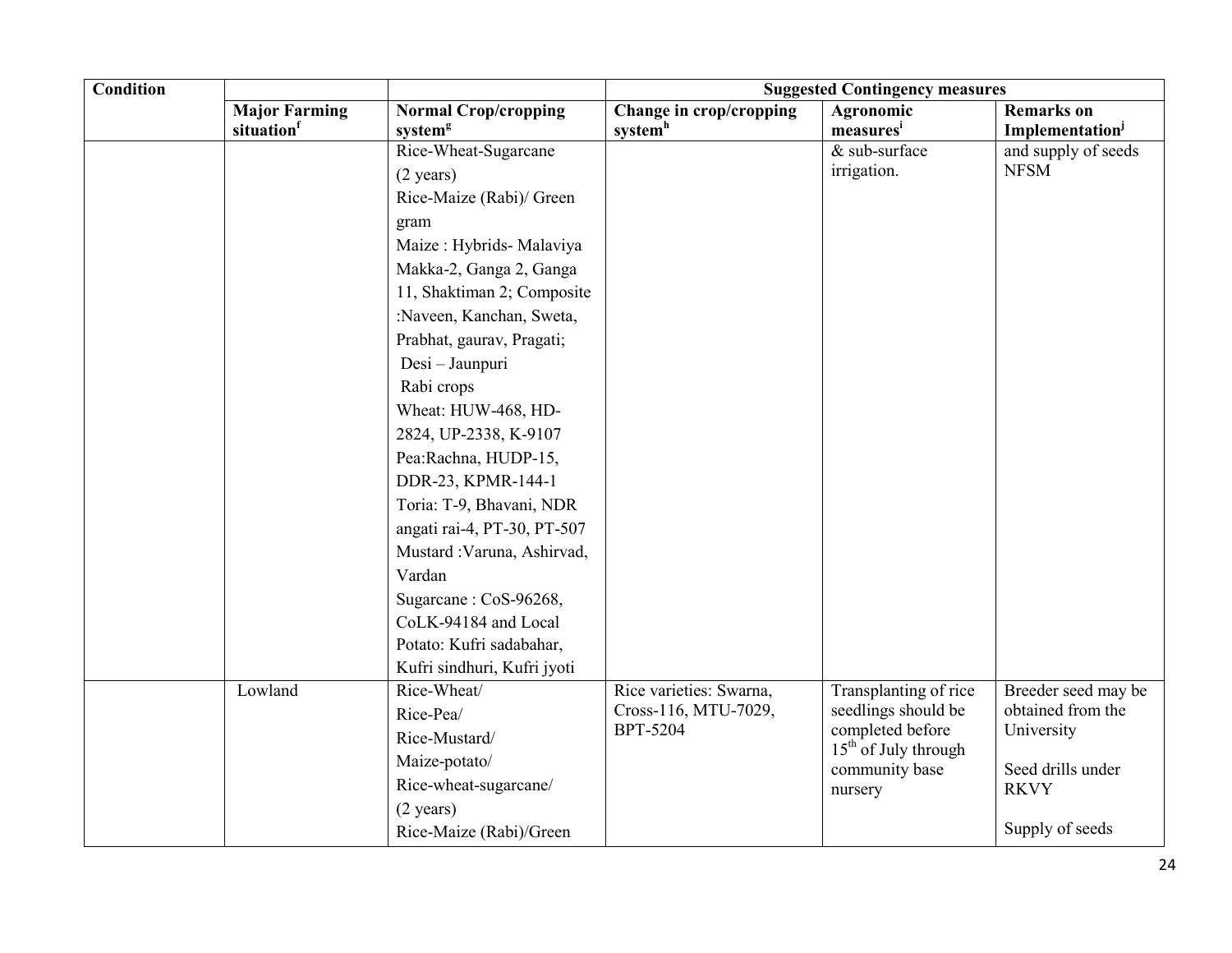| Condition | | | Suggested Contingency measures | | |
|---|---|---|---|---|---|
| | Major Farming situation[f] | Normal Crop/cropping system[g] | Change in crop/cropping system[h] | Agronomic measures[i] | Remarks on Implementation[j] |
| | | Rice-Wheat-Sugarcane (2 years) Rice-Maize (Rabi)/ Green gram Maize : Hybrids- Malaviya Makka-2, Ganga 2, Ganga 11, Shaktiman 2; Composite :Naveen, Kanchan, Sweta, Prabhat, gaurav, Pragati; Desi – Jaunpuri Rabi crops Wheat: HUW-468, HD-2824, UP-2338, K-9107 Pea:Rachna, HUDP-15, DDR-23, KPMR-144-1 Toria: T-9, Bhavani, NDR angati rai-4, PT-30, PT-507 Mustard :Varuna, Ashirvad, Vardan Sugarcane : CoS-96268, CoLK-94184 and Local Potato: Kufri sadabahar, Kufri sindhuri, Kufri jyoti | | & sub-surface irrigation. | and supply of seeds NFSM |
| | Lowland | Rice-Wheat/ Rice-Pea/ Rice-Mustard/ Maize-potato/ Rice-wheat-sugarcane/ (2 years) Rice-Maize (Rabi)/Green | Rice varieties: Swarna, Cross-116, MTU-7029, BPT-5204 | Transplanting of rice seedlings should be completed before 15[th] of July through community base nursery | Breeder seed may be obtained from the University<br><br>Seed drills under RKVY<br><br>Supply of seeds |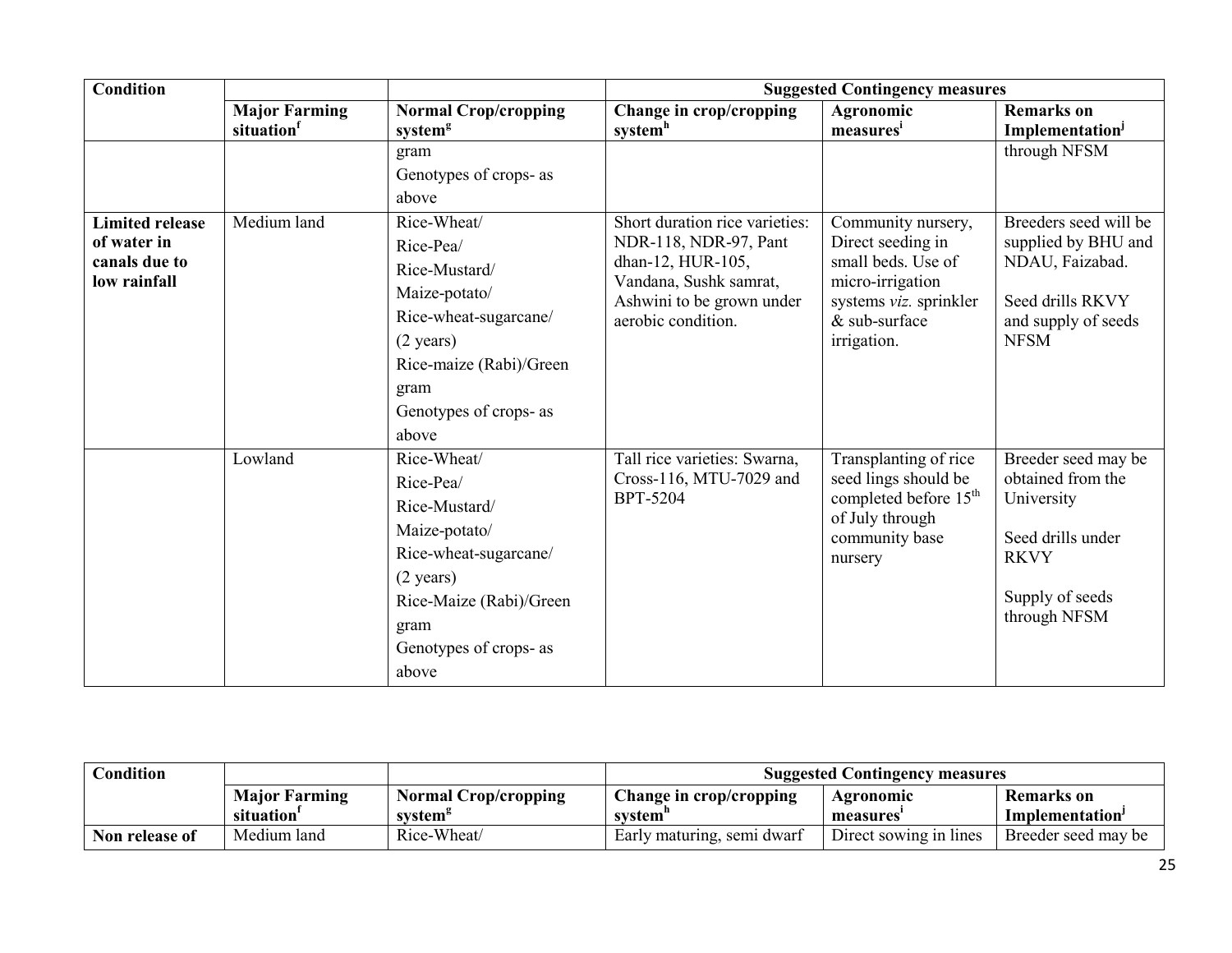| Condition | | | Suggested Contingency measures | | |
|---|---|---|---|---|---|
| | Major Farming situation[f] | Normal Crop/cropping system[g] | Change in crop/cropping system[h] | Agronomic measures[i] | Remarks on Implementation[j] |
| | | gram<br>Genotypes of crops- as above | | | through NFSM |
| **Limited release of water in canals due to low rainfall** | Medium land | Rice-Wheat/<br>Rice-Pea/<br>Rice-Mustard/<br>Maize-potato/<br>Rice-wheat-sugarcane/<br>(2 years)<br>Rice-maize (Rabi)/Green gram<br>Genotypes of crops- as above | Short duration rice varieties: NDR-118, NDR-97, Pant dhan-12, HUR-105, Vandana, Sushk samrat, Ashwini to be grown under aerobic condition. | Community nursery, Direct seeding in small beds. Use of micro-irrigation systems *viz.* sprinkler & sub-surface irrigation. | Breeders seed will be supplied by BHU and NDAU, Faizabad.<br><br>Seed drills RKVY and supply of seeds NFSM |
| | Lowland | Rice-Wheat/<br>Rice-Pea/<br>Rice-Mustard/<br>Maize-potato/<br>Rice-wheat-sugarcane/<br>(2 years)<br>Rice-Maize (Rabi)/Green gram<br>Genotypes of crops- as above | Tall rice varieties: Swarna, Cross-116, MTU-7029 and BPT-5204 | Transplanting of rice seed lings should be completed before 15[th] of July through community base nursery | Breeder seed may be obtained from the University<br><br>Seed drills under RKVY<br><br>Supply of seeds through NFSM |

| Condition | | | Suggested Contingency measures | | |
|---|---|---|---|---|---|
| | Major Farming situation[f] | Normal Crop/cropping system[g] | Change in crop/cropping system[h] | Agronomic measures[i] | Remarks on Implementation[j] |
| **Non release of** | Medium land | Rice-Wheat/ | Early maturing, semi dwarf | Direct sowing in lines | Breeder seed may be |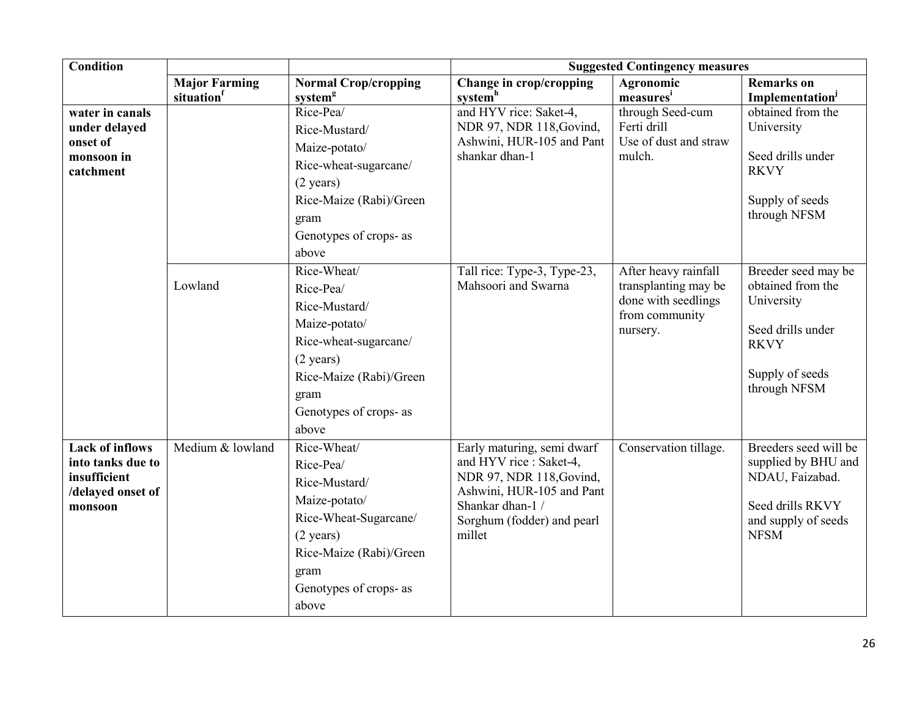| Condition | | | Suggested Contingency measures | | |
|---|---|---|---|---|---|
| | Major Farming situation[f] | Normal Crop/cropping system[g] | Change in crop/cropping system[h] | Agronomic measures[i] | Remarks on Implementation[j] |
| water in canals under delayed onset of monsoon in catchment | | Rice-Pea/ Rice-Mustard/ Maize-potato/ Rice-wheat-sugarcane/ (2 years) Rice-Maize (Rabi)/Green gram Genotypes of crops- as above | and HYV rice: Saket-4, NDR 97, NDR 118,Govind, Ashwini, HUR-105 and Pant shankar dhan-1 | through Seed-cum Ferti drill Use of dust and straw mulch. | obtained from the University Seed drills under RKVY Supply of seeds through NFSM |
| | Lowland | Rice-Wheat/ Rice-Pea/ Rice-Mustard/ Maize-potato/ Rice-wheat-sugarcane/ (2 years) Rice-Maize (Rabi)/Green gram Genotypes of crops- as above | Tall rice: Type-3, Type-23, Mahsoori and Swarna | After heavy rainfall transplanting may be done with seedlings from community nursery. | Breeder seed may be obtained from the University Seed drills under RKVY Supply of seeds through NFSM |
| Lack of inflows into tanks due to insufficient /delayed onset of monsoon | Medium & lowland | Rice-Wheat/ Rice-Pea/ Rice-Mustard/ Maize-potato/ Rice-Wheat-Sugarcane/ (2 years) Rice-Maize (Rabi)/Green gram Genotypes of crops- as above | Early maturing, semi dwarf and HYV rice : Saket-4, NDR 97, NDR 118,Govind, Ashwini, HUR-105 and Pant Shankar dhan-1 / Sorghum (fodder) and pearl millet | Conservation tillage. | Breeders seed will be supplied by BHU and NDAU, Faizabad. Seed drills RKVY and supply of seeds NFSM |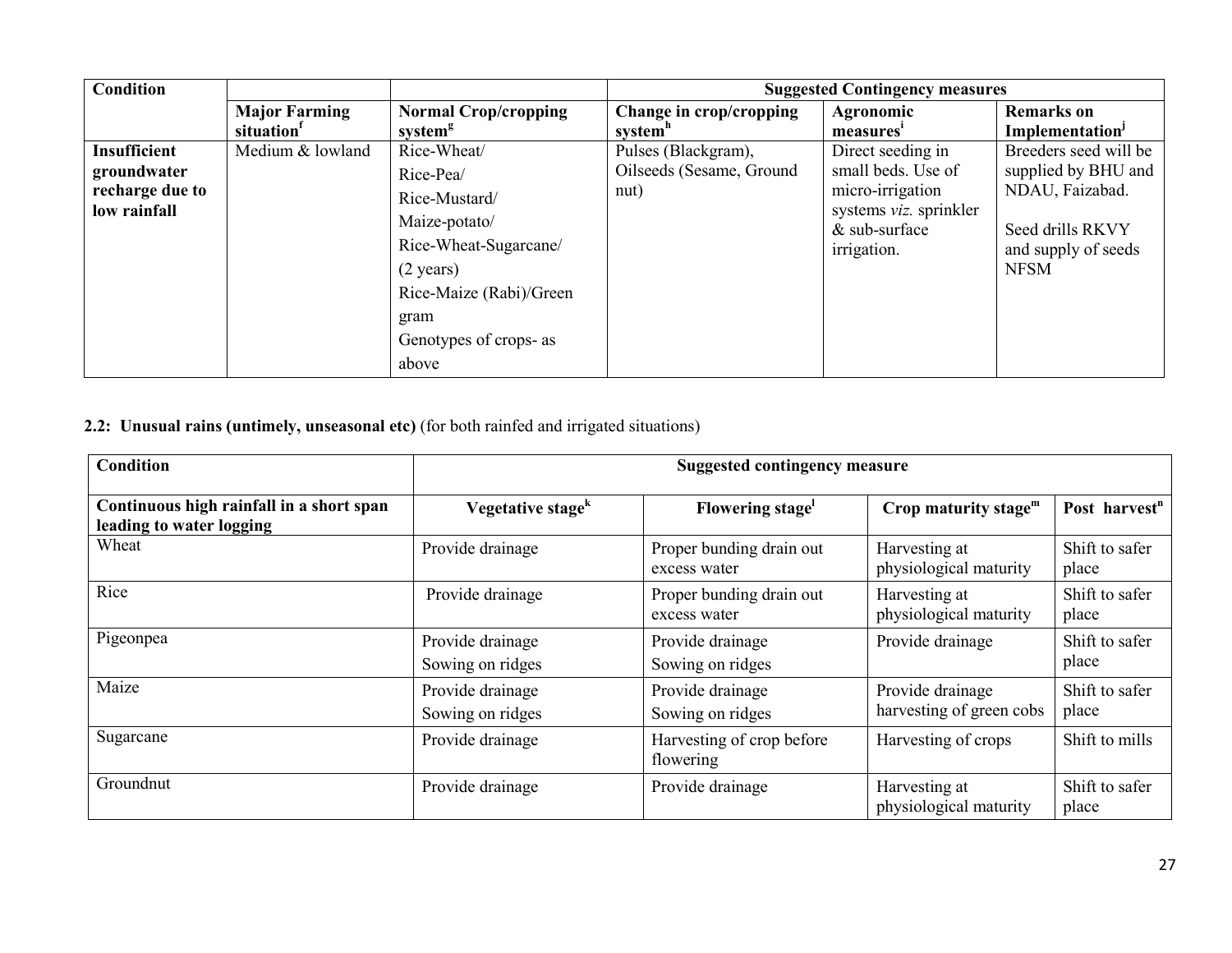| Condition | | | Suggested Contingency measures | | |
|---|---|---|---|---|---|
| | Major Farming situation[f] | Normal Crop/cropping system[g] | Change in crop/cropping system[h] | Agronomic measures[i] | Remarks on Implementation[j] |
| **Insufficient groundwater recharge due to low rainfall** | Medium & lowland | Rice-Wheat/ Rice-Pea/ Rice-Mustard/ Maize-potato/ Rice-Wheat-Sugarcane/ (2 years) Rice-Maize (Rabi)/Green gram Genotypes of crops- as above | Pulses (Blackgram), Oilseeds (Sesame, Ground nut) | Direct seeding in small beds. Use of micro-irrigation systems *viz.* sprinkler & sub-surface irrigation. | Breeders seed will be supplied by BHU and NDAU, Faizabad. Seed drills RKVY and supply of seeds NFSM |

**2.2: Unusual rains (untimely, unseasonal etc)** (for both rainfed and irrigated situations)

| Condition | Suggested contingency measure | | | |
|---|---|---|---|---|
| **Continuous high rainfall in a short span leading to water logging** | **Vegetative stage[k]** | **Flowering stage[l]** | **Crop maturity stage[m]** | **Post harvest[n]** |
| Wheat | Provide drainage | Proper bunding drain out excess water | Harvesting at physiological maturity | Shift to safer place |
| Rice | Provide drainage | Proper bunding drain out excess water | Harvesting at physiological maturity | Shift to safer place |
| Pigeonpea | Provide drainage Sowing on ridges | Provide drainage Sowing on ridges | Provide drainage | Shift to safer place |
| Maize | Provide drainage Sowing on ridges | Provide drainage Sowing on ridges | Provide drainage harvesting of green cobs | Shift to safer place |
| Sugarcane | Provide drainage | Harvesting of crop before flowering | Harvesting of crops | Shift to mills |
| Groundnut | Provide drainage | Provide drainage | Harvesting at physiological maturity | Shift to safer place |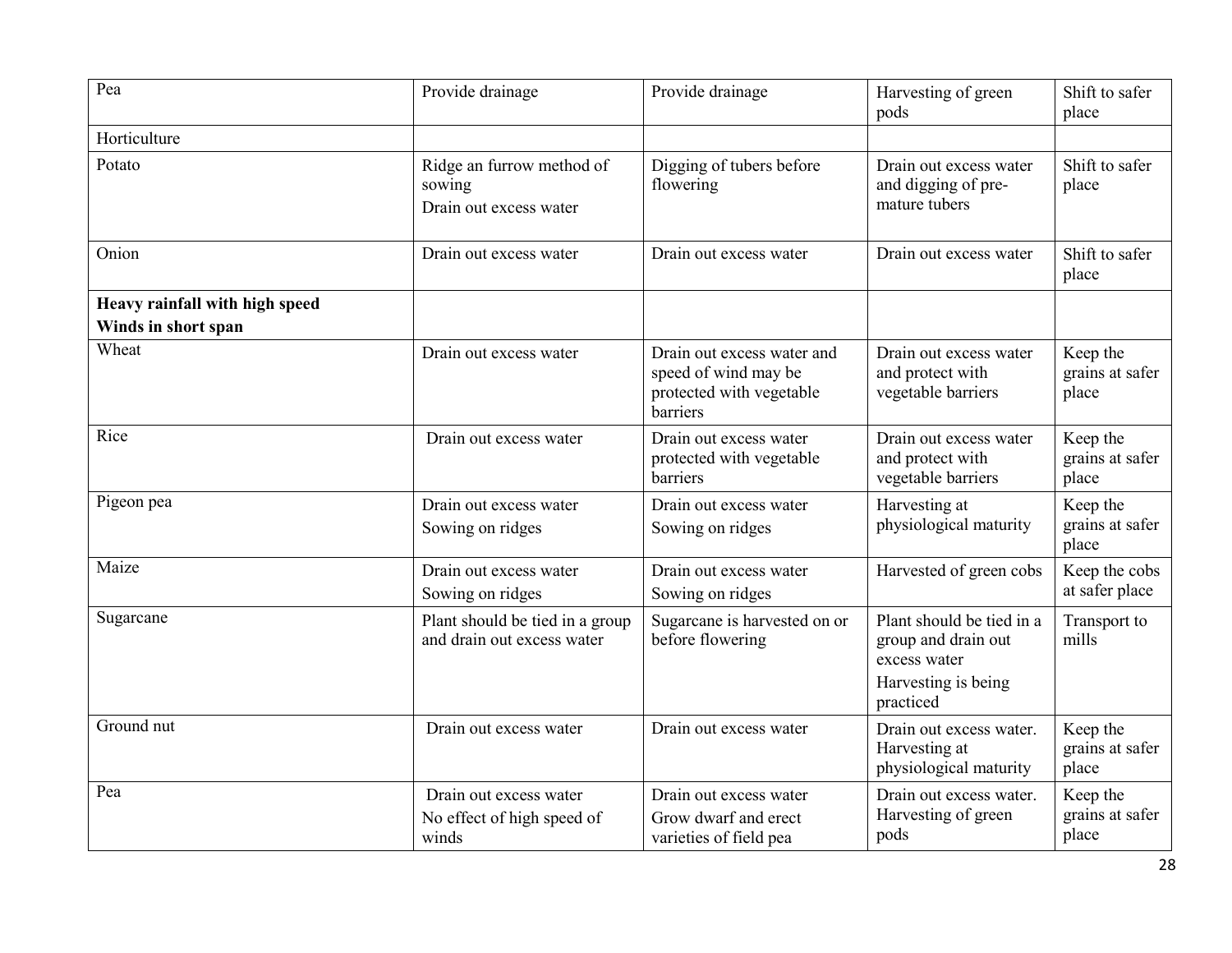| Pea | Provide drainage | Provide drainage | Harvesting of green pods | Shift to safer place |
|---|---|---|---|---|
| Horticulture | | | | |
| Potato | Ridge an furrow method of sowing<br>Drain out excess water | Digging of tubers before flowering | Drain out excess water and digging of pre-mature tubers | Shift to safer place |
| Onion | Drain out excess water | Drain out excess water | Drain out excess water | Shift to safer place |
| **Heavy rainfall with high speed Winds in short span** | | | | |
| Wheat | Drain out excess water | Drain out excess water and speed of wind may be protected with vegetable barriers | Drain out excess water and protect with vegetable barriers | Keep the grains at safer place |
| Rice | Drain out excess water | Drain out excess water protected with vegetable barriers | Drain out excess water and protect with vegetable barriers | Keep the grains at safer place |
| Pigeon pea | Drain out excess water<br>Sowing on ridges | Drain out excess water<br>Sowing on ridges | Harvesting at physiological maturity | Keep the grains at safer place |
| Maize | Drain out excess water<br>Sowing on ridges | Drain out excess water<br>Sowing on ridges | Harvested of green cobs | Keep the cobs at safer place |
| Sugarcane | Plant should be tied in a group and drain out excess water | Sugarcane is harvested on or before flowering | Plant should be tied in a group and drain out excess water<br>Harvesting is being practiced | Transport to mills |
| Ground nut | Drain out excess water | Drain out excess water | Drain out excess water. Harvesting at physiological maturity | Keep the grains at safer place |
| Pea | Drain out excess water<br>No effect of high speed of winds | Drain out excess water<br>Grow dwarf and erect varieties of field pea | Drain out excess water. Harvesting of green pods | Keep the grains at safer place |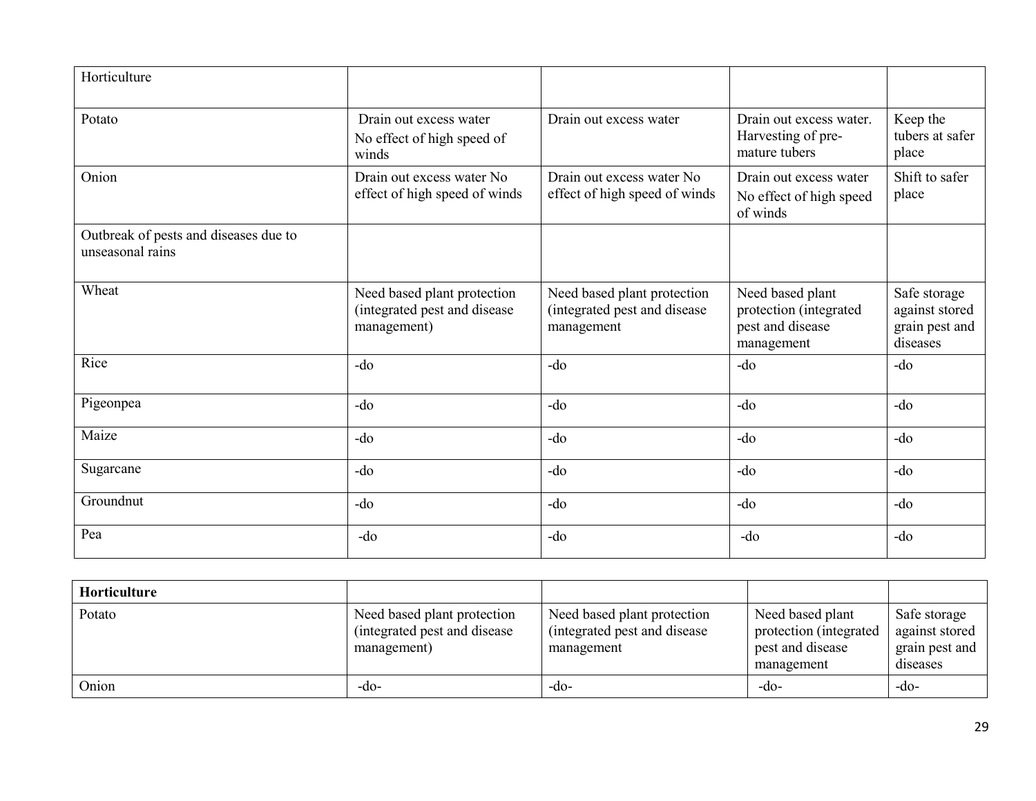| | | | | |
|---|---|---|---|---|
| Horticulture | | | | |
| Potato | Drain out excess water<br>No effect of high speed of winds | Drain out excess water | Drain out excess water. Harvesting of pre-mature tubers | Keep the tubers at safer place |
| Onion | Drain out excess water No effect of high speed of winds | Drain out excess water No effect of high speed of winds | Drain out excess water<br>No effect of high speed of winds | Shift to safer place |
| Outbreak of pests and diseases due to unseasonal rains | | | | |
| Wheat | Need based plant protection (integrated pest and disease management) | Need based plant protection (integrated pest and disease management | Need based plant protection (integrated pest and disease management | Safe storage against stored grain pest and diseases |
| Rice | -do | -do | -do | -do |
| Pigeonpea | -do | -do | -do | -do |
| Maize | -do | -do | -do | -do |
| Sugarcane | -do | -do | -do | -do |
| Groundnut | -do | -do | -do | -do |
| Pea | -do | -do | -do | -do |

| | | | | |
|---|---|---|---|---|
| **Horticulture** | | | | |
| Potato | Need based plant protection (integrated pest and disease management) | Need based plant protection (integrated pest and disease management | Need based plant protection (integrated pest and disease management | Safe storage against stored grain pest and diseases |
| Onion | -do- | -do- | -do- | -do- |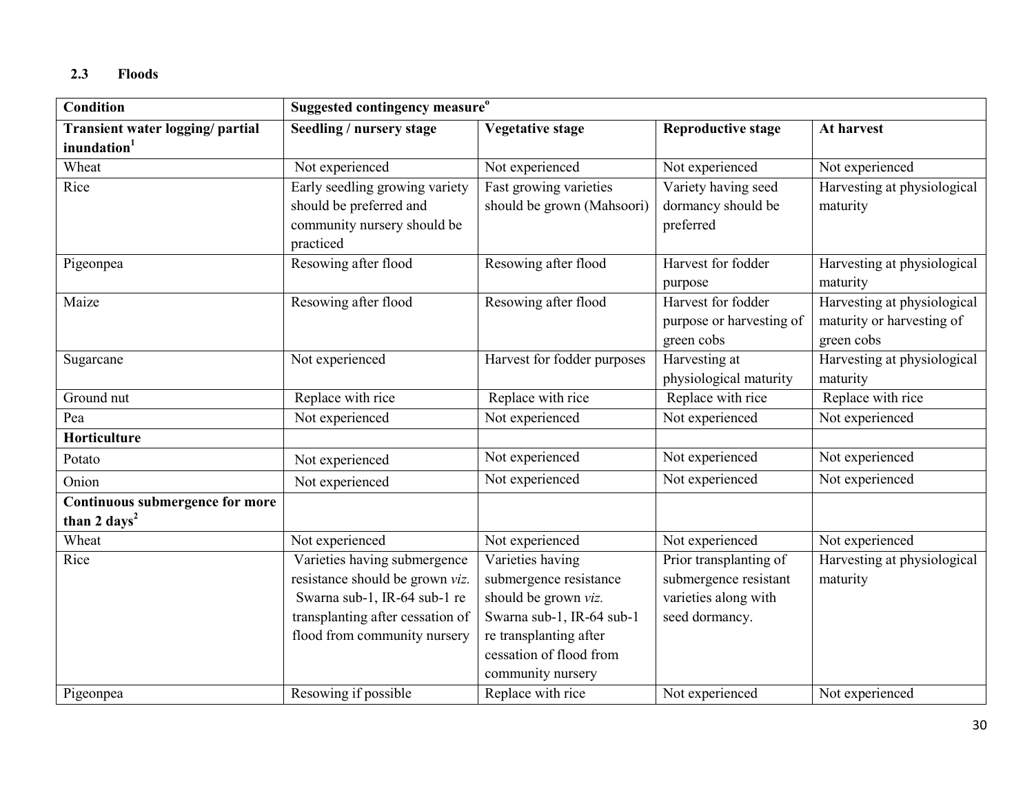## 2.3 Floods

| Condition | Suggested contingency measure[o] | | | |
|---|---|---|---|---|
| **Transient water logging/ partial inundation[1]** | **Seedling / nursery stage** | **Vegetative stage** | **Reproductive stage** | **At harvest** |
| Wheat | Not experienced | Not experienced | Not experienced | Not experienced |
| Rice | Early seedling growing variety should be preferred and community nursery should be practiced | Fast growing varieties should be grown (Mahsoori) | Variety having seed dormancy should be preferred | Harvesting at physiological maturity |
| Pigeonpea | Resowing after flood | Resowing after flood | Harvest for fodder purpose | Harvesting at physiological maturity |
| Maize | Resowing after flood | Resowing after flood | Harvest for fodder purpose or harvesting of green cobs | Harvesting at physiological maturity or harvesting of green cobs |
| Sugarcane | Not experienced | Harvest for fodder purposes | Harvesting at physiological maturity | Harvesting at physiological maturity |
| Ground nut | Replace with rice | Replace with rice | Replace with rice | Replace with rice |
| Pea | Not experienced | Not experienced | Not experienced | Not experienced |
| **Horticulture** | | | | |
| Potato | Not experienced | Not experienced | Not experienced | Not experienced |
| Onion | Not experienced | Not experienced | Not experienced | Not experienced |
| **Continuous submergence for more than 2 days[2]** | | | | |
| Wheat | Not experienced | Not experienced | Not experienced | Not experienced |
| Rice | Varieties having submergence resistance should be grown *viz.* Swarna sub-1, IR-64 sub-1 re transplanting after cessation of flood from community nursery | Varieties having submergence resistance should be grown *viz.* Swarna sub-1, IR-64 sub-1 re transplanting after cessation of flood from community nursery | Prior transplanting of submergence resistant varieties along with seed dormancy. | Harvesting at physiological maturity |
| Pigeonpea | Resowing if possible | Replace with rice | Not experienced | Not experienced |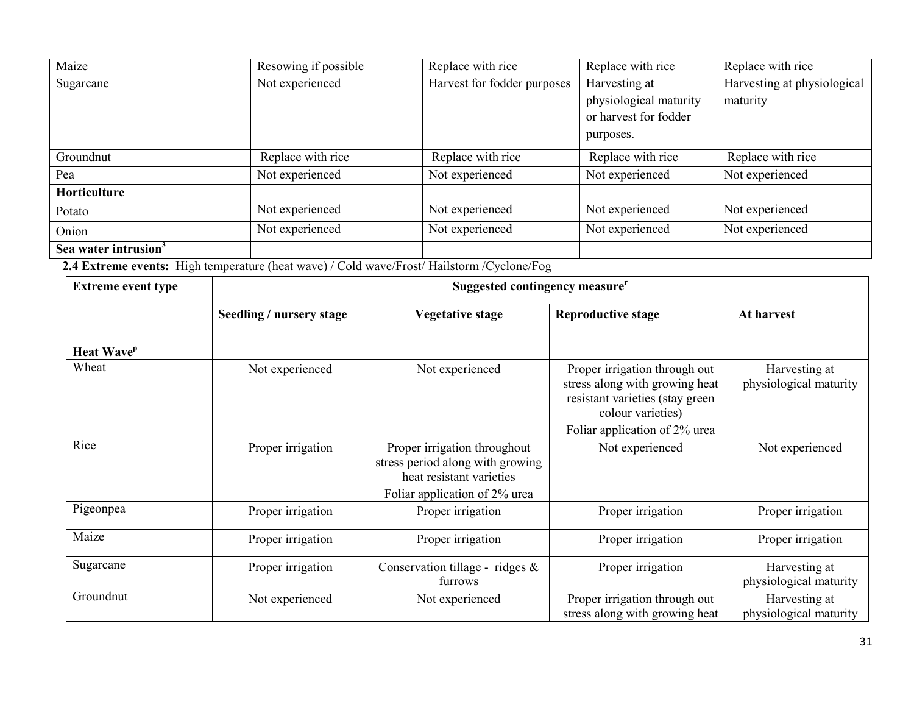| | | | | |
|---|---|---|---|---|
| Maize | Resowing if possible | Replace with rice | Replace with rice | Replace with rice |
| Sugarcane | Not experienced | Harvest for fodder purposes | Harvesting at physiological maturity or harvest for fodder purposes. | Harvesting at physiological maturity |
| Groundnut | Replace with rice | Replace with rice | Replace with rice | Replace with rice |
| Pea | Not experienced | Not experienced | Not experienced | Not experienced |
| **Horticulture** | | | | |
| Potato | Not experienced | Not experienced | Not experienced | Not experienced |
| Onion | Not experienced | Not experienced | Not experienced | Not experienced |
| **Sea water intrusion[3]** | | | | |

**2.4 Extreme events:** High temperature (heat wave) / Cold wave/Frost/ Hailstorm /Cyclone/Fog

| Extreme event type | Suggested contingency measure[r] | | | |
|---|---|---|---|---|
| | **Seedling / nursery stage** | **Vegetative stage** | **Reproductive stage** | **At harvest** |
| **Heat Wave[p]** | | | | |
| Wheat | Not experienced | Not experienced | Proper irrigation through out stress along with growing heat resistant varieties (stay green colour varieties)<br>Foliar application of 2% urea | Harvesting at physiological maturity |
| Rice | Proper irrigation | Proper irrigation throughout stress period along with growing heat resistant varieties<br>Foliar application of 2% urea | Not experienced | Not experienced |
| Pigeonpea | Proper irrigation | Proper irrigation | Proper irrigation | Proper irrigation |
| Maize | Proper irrigation | Proper irrigation | Proper irrigation | Proper irrigation |
| Sugarcane | Proper irrigation | Conservation tillage - ridges & furrows | Proper irrigation | Harvesting at physiological maturity |
| Groundnut | Not experienced | Not experienced | Proper irrigation through out stress along with growing heat | Harvesting at physiological maturity |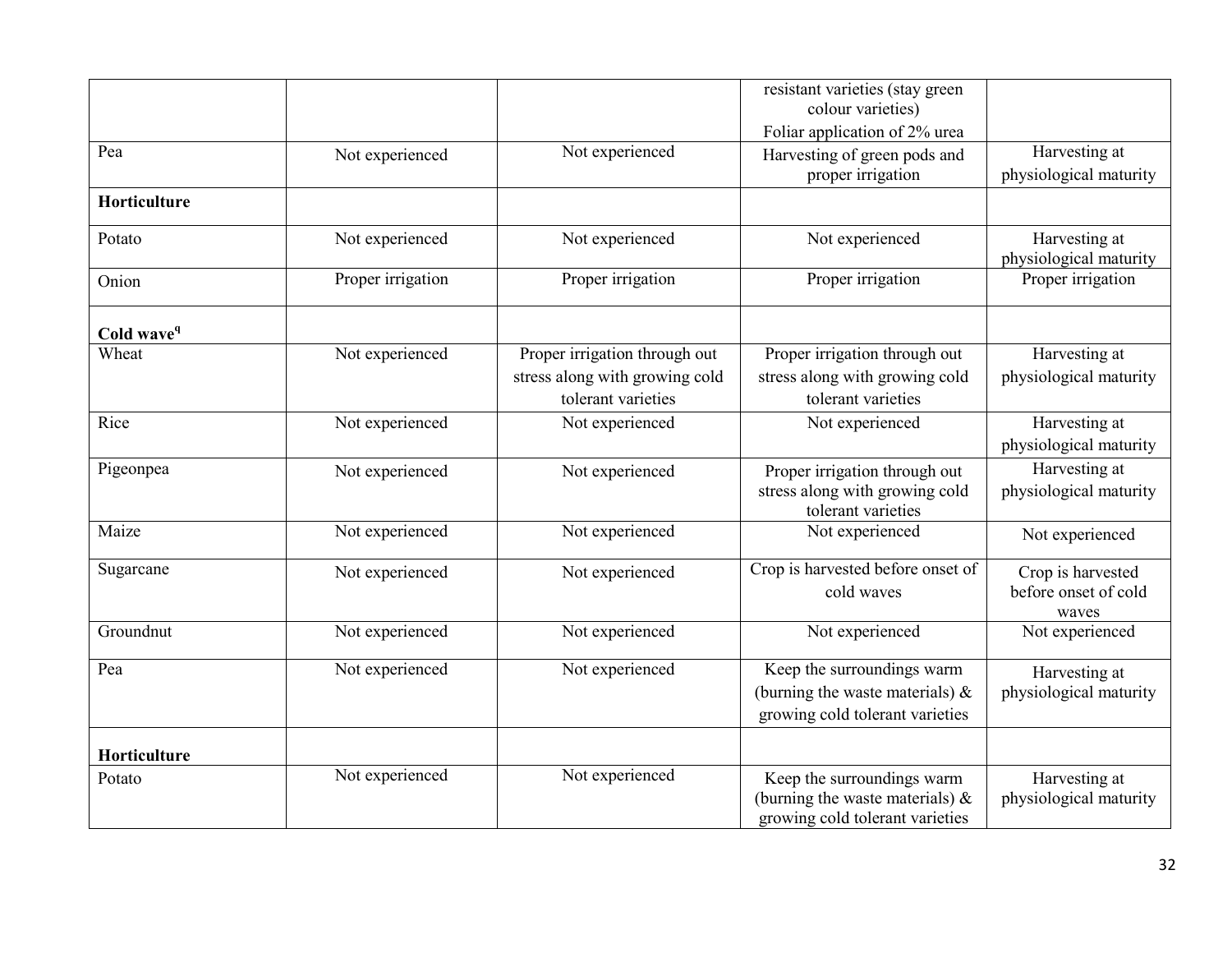| | | | | |
|---|---|---|---|---|
| | | | resistant varieties (stay green colour varieties) Foliar application of 2% urea | |
| Pea | Not experienced | Not experienced | Harvesting of green pods and proper irrigation | Harvesting at physiological maturity |
| **Horticulture** | | | | |
| Potato | Not experienced | Not experienced | Not experienced | Harvesting at physiological maturity |
| Onion | Proper irrigation | Proper irrigation | Proper irrigation | Proper irrigation |
| **Cold wave**[q] | | | | |
| Wheat | Not experienced | Proper irrigation through out stress along with growing cold tolerant varieties | Proper irrigation through out stress along with growing cold tolerant varieties | Harvesting at physiological maturity |
| Rice | Not experienced | Not experienced | Not experienced | Harvesting at physiological maturity |
| Pigeonpea | Not experienced | Not experienced | Proper irrigation through out stress along with growing cold tolerant varieties | Harvesting at physiological maturity |
| Maize | Not experienced | Not experienced | Not experienced | Not experienced |
| Sugarcane | Not experienced | Not experienced | Crop is harvested before onset of cold waves | Crop is harvested before onset of cold waves |
| Groundnut | Not experienced | Not experienced | Not experienced | Not experienced |
| Pea | Not experienced | Not experienced | Keep the surroundings warm (burning the waste materials) & growing cold tolerant varieties | Harvesting at physiological maturity |
| **Horticulture** | | | | |
| Potato | Not experienced | Not experienced | Keep the surroundings warm (burning the waste materials) & growing cold tolerant varieties | Harvesting at physiological maturity |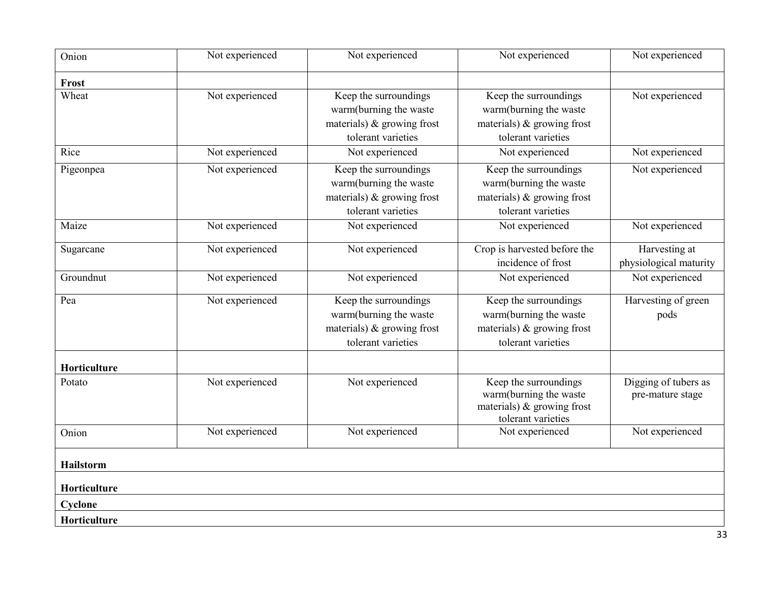| | | | | |
|---|---|---|---|---|
| Onion | Not experienced | Not experienced | Not experienced | Not experienced |
| **Frost** | | | | |
| Wheat | Not experienced | Keep the surroundings warm(burning the waste materials) & growing frost tolerant varieties | Keep the surroundings warm(burning the waste materials) & growing frost tolerant varieties | Not experienced |
| Rice | Not experienced | Not experienced | Not experienced | Not experienced |
| Pigeonpea | Not experienced | Keep the surroundings warm(burning the waste materials) & growing frost tolerant varieties | Keep the surroundings warm(burning the waste materials) & growing frost tolerant varieties | Not experienced |
| Maize | Not experienced | Not experienced | Not experienced | Not experienced |
| Sugarcane | Not experienced | Not experienced | Crop is harvested before the incidence of frost | Harvesting at physiological maturity |
| Groundnut | Not experienced | Not experienced | Not experienced | Not experienced |
| Pea | Not experienced | Keep the surroundings warm(burning the waste materials) & growing frost tolerant varieties | Keep the surroundings warm(burning the waste materials) & growing frost tolerant varieties | Harvesting of green pods |
| **Horticulture** | | | | |
| Potato | Not experienced | Not experienced | Keep the surroundings warm(burning the waste materials) & growing frost tolerant varieties | Digging of tubers as pre-mature stage |
| Onion | Not experienced | Not experienced | Not experienced | Not experienced |
| **Hailstorm** | | | | |
| **Horticulture** | | | | |
| **Cyclone** | | | | |
| **Horticulture** | | | | |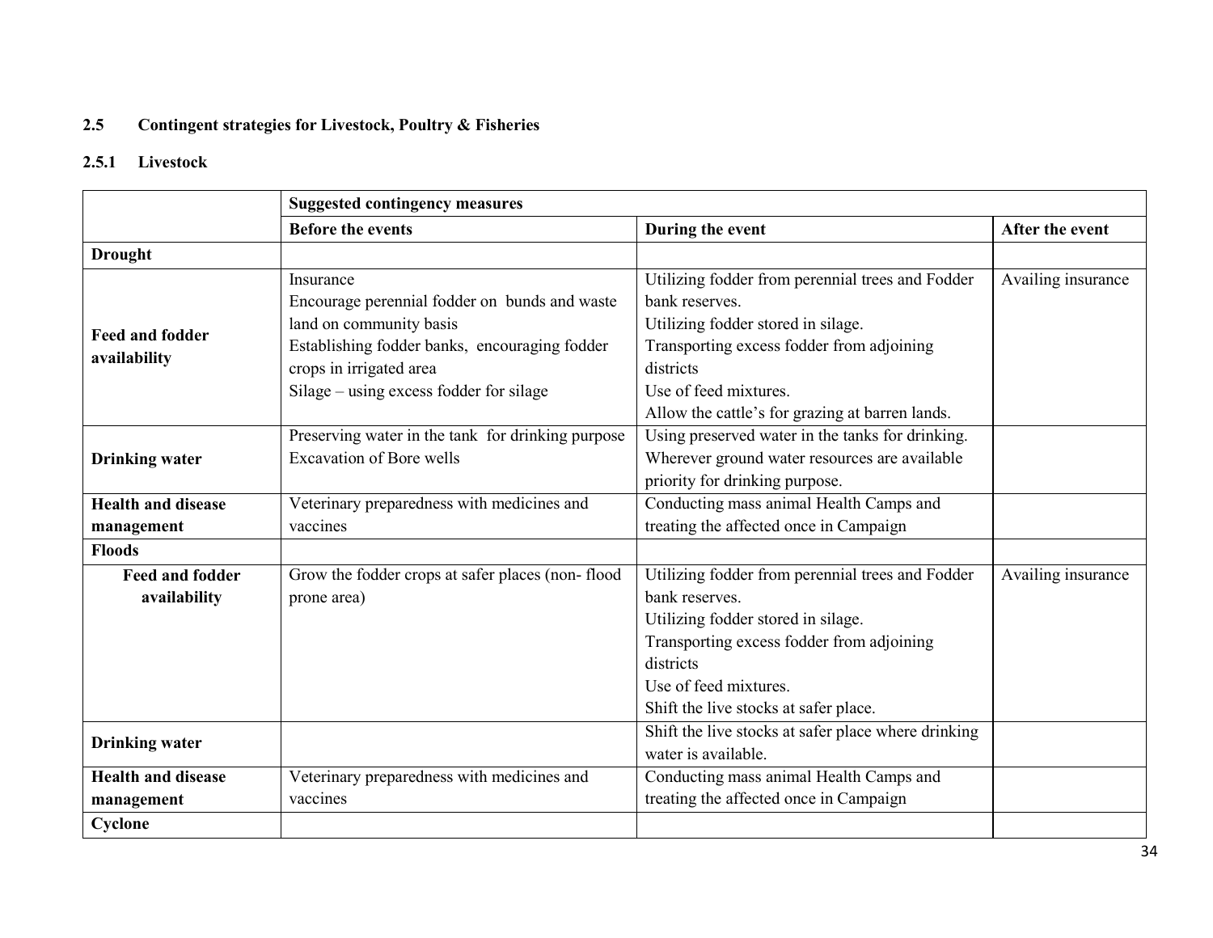### 2.5 Contingent strategies for Livestock, Poultry & Fisheries

#### 2.5.1 Livestock

| | Suggested contingency measures | | |
|---|---|---|---|
| | **Before the events** | **During the event** | **After the event** |
| **Drought** | | | |
| **Feed and fodder availability** | Insurance<br>Encourage perennial fodder on bunds and waste land on community basis<br>Establishing fodder banks, encouraging fodder crops in irrigated area<br>Silage – using excess fodder for silage | Utilizing fodder from perennial trees and Fodder bank reserves.<br>Utilizing fodder stored in silage.<br>Transporting excess fodder from adjoining districts<br>Use of feed mixtures.<br>Allow the cattle's for grazing at barren lands. | Availing insurance |
| **Drinking water** | Preserving water in the tank for drinking purpose<br>Excavation of Bore wells | Using preserved water in the tanks for drinking.<br>Wherever ground water resources are available priority for drinking purpose. | |
| **Health and disease management** | Veterinary preparedness with medicines and vaccines | Conducting mass animal Health Camps and treating the affected once in Campaign | |
| **Floods** | | | |
| **Feed and fodder availability** | Grow the fodder crops at safer places (non- flood prone area) | Utilizing fodder from perennial trees and Fodder bank reserves.<br>Utilizing fodder stored in silage.<br>Transporting excess fodder from adjoining districts<br>Use of feed mixtures.<br>Shift the live stocks at safer place. | Availing insurance |
| **Drinking water** | | Shift the live stocks at safer place where drinking water is available. | |
| **Health and disease management** | Veterinary preparedness with medicines and vaccines | Conducting mass animal Health Camps and treating the affected once in Campaign | |
| **Cyclone** | | | |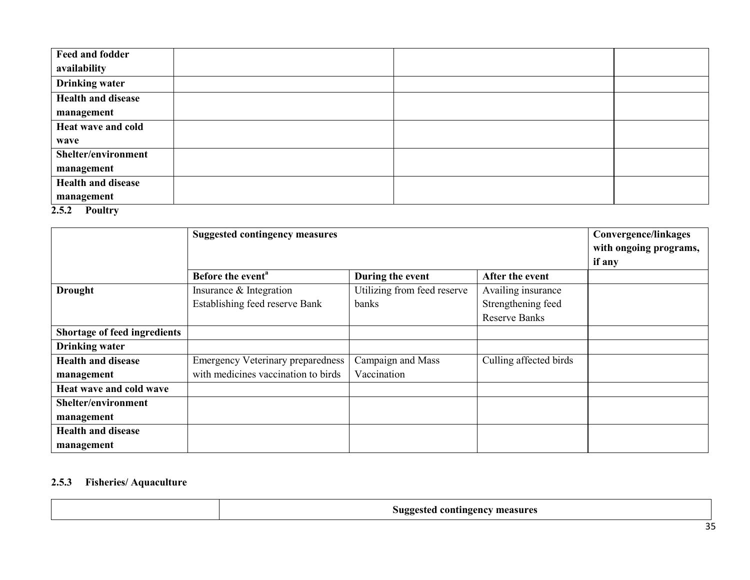| | | | |
|---|---|---|---|
| **Feed and fodder availability** | | | |
| **Drinking water** | | | |
| **Health and disease management** | | | |
| **Heat wave and cold wave** | | | |
| **Shelter/environment management** | | | |
| **Health and disease management** | | | |

### 2.5.2 Poultry

| | **Suggested contingency measures** | | | **Convergence/linkages with ongoing programs, if any** |
|---|---|---|---|---|
| | **Before the event[a]** | **During the event** | **After the event** | |
| **Drought** | Insurance & Integration<br>Establishing feed reserve Bank | Utilizing from feed reserve banks | Availing insurance<br>Strengthening feed Reserve Banks | |
| **Shortage of feed ingredients** | | | | |
| **Drinking water** | | | | |
| **Health and disease management** | Emergency Veterinary preparedness with medicines vaccination to birds | Campaign and Mass Vaccination | Culling affected birds | |
| **Heat wave and cold wave** | | | | |
| **Shelter/environment management** | | | | |
| **Health and disease management** | | | | |

### 2.5.3 Fisheries/ Aquaculture

| | **Suggested contingency measures** |
|---|---|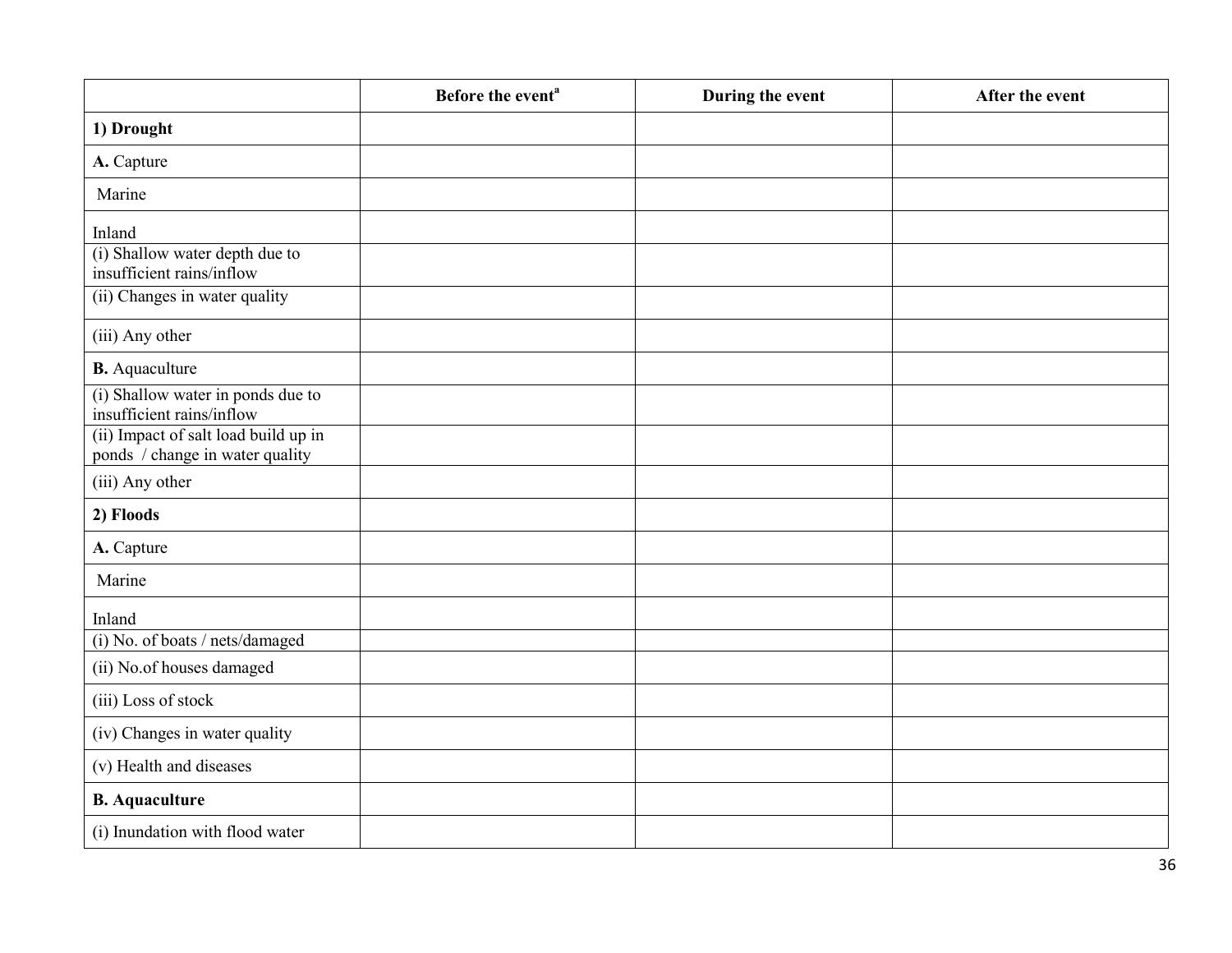| | Before the event[a] | During the event | After the event |
|---|---|---|---|
| **1) Drought** | | | |
| **A.** Capture | | | |
| Marine | | | |
| Inland | | | |
| (i) Shallow water depth due to insufficient rains/inflow | | | |
| (ii) Changes in water quality | | | |
| (iii) Any other | | | |
| **B.** Aquaculture | | | |
| (i) Shallow water in ponds due to insufficient rains/inflow | | | |
| (ii) Impact of salt load build up in ponds / change in water quality | | | |
| (iii) Any other | | | |
| **2) Floods** | | | |
| **A.** Capture | | | |
| Marine | | | |
| Inland | | | |
| (i) No. of boats / nets/damaged | | | |
| (ii) No.of houses damaged | | | |
| (iii) Loss of stock | | | |
| (iv) Changes in water quality | | | |
| (v) Health and diseases | | | |
| **B. Aquaculture** | | | |
| (i) Inundation with flood water | | | |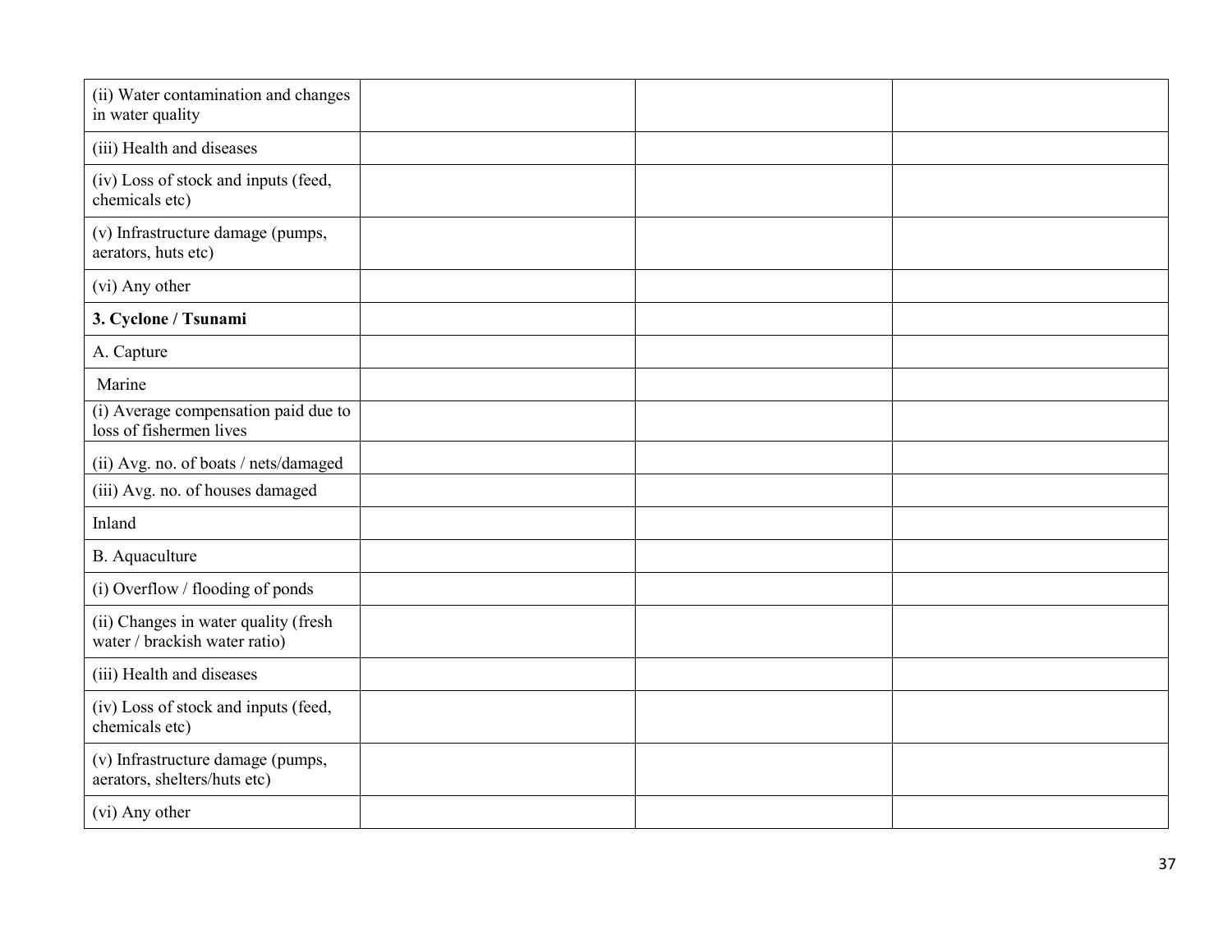| | | | |
|---|---|---|---|
| (ii) Water contamination and changes in water quality | | | |
| (iii) Health and diseases | | | |
| (iv) Loss of stock and inputs (feed, chemicals etc) | | | |
| (v) Infrastructure damage (pumps, aerators, huts etc) | | | |
| (vi) Any other | | | |
| **3. Cyclone / Tsunami** | | | |
| A. Capture | | | |
| Marine | | | |
| (i) Average compensation paid due to loss of fishermen lives | | | |
| (ii) Avg. no. of boats / nets/damaged | | | |
| (iii) Avg. no. of houses damaged | | | |
| Inland | | | |
| B. Aquaculture | | | |
| (i) Overflow / flooding of ponds | | | |
| (ii) Changes in water quality (fresh water / brackish water ratio) | | | |
| (iii) Health and diseases | | | |
| (iv) Loss of stock and inputs (feed, chemicals etc) | | | |
| (v) Infrastructure damage (pumps, aerators, shelters/huts etc) | | | |
| (vi) Any other | | | |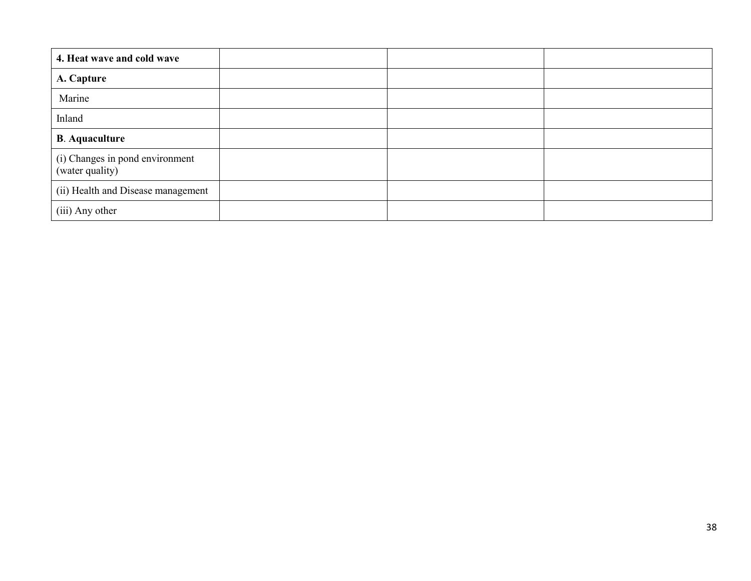| | | | |
|---|---|---|---|
| **4. Heat wave and cold wave** | | | |
| **A. Capture** | | | |
| Marine | | | |
| Inland | | | |
| **B**. **Aquaculture** | | | |
| (i) Changes in pond environment (water quality) | | | |
| (ii) Health and Disease management | | | |
| (iii) Any other | | | |